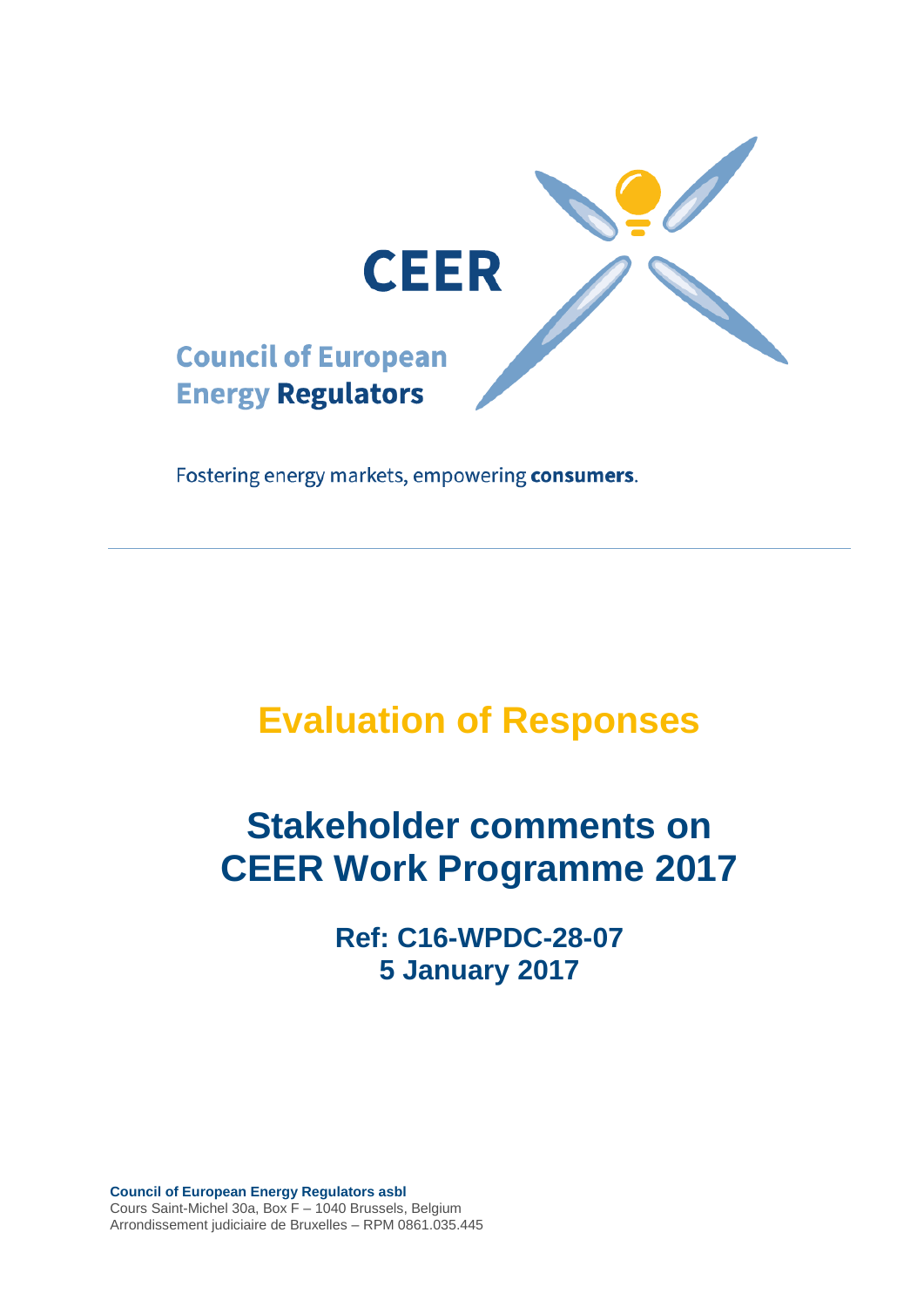CEER

Council of European Energy Regulators

Fostering energy markets, empowering **consumers**.

---

# Evaluation of Responses

# Stakeholder comments on CEER Work Programme 2017

## Ref: C16-WPDC-28-07
## 5 January 2017

**Council of European Energy Regulators asbl**
Cours Saint-Michel 30a, Box F – 1040 Brussels, Belgium
Arrondissement judiciaire de Bruxelles – RPM 0861.035.445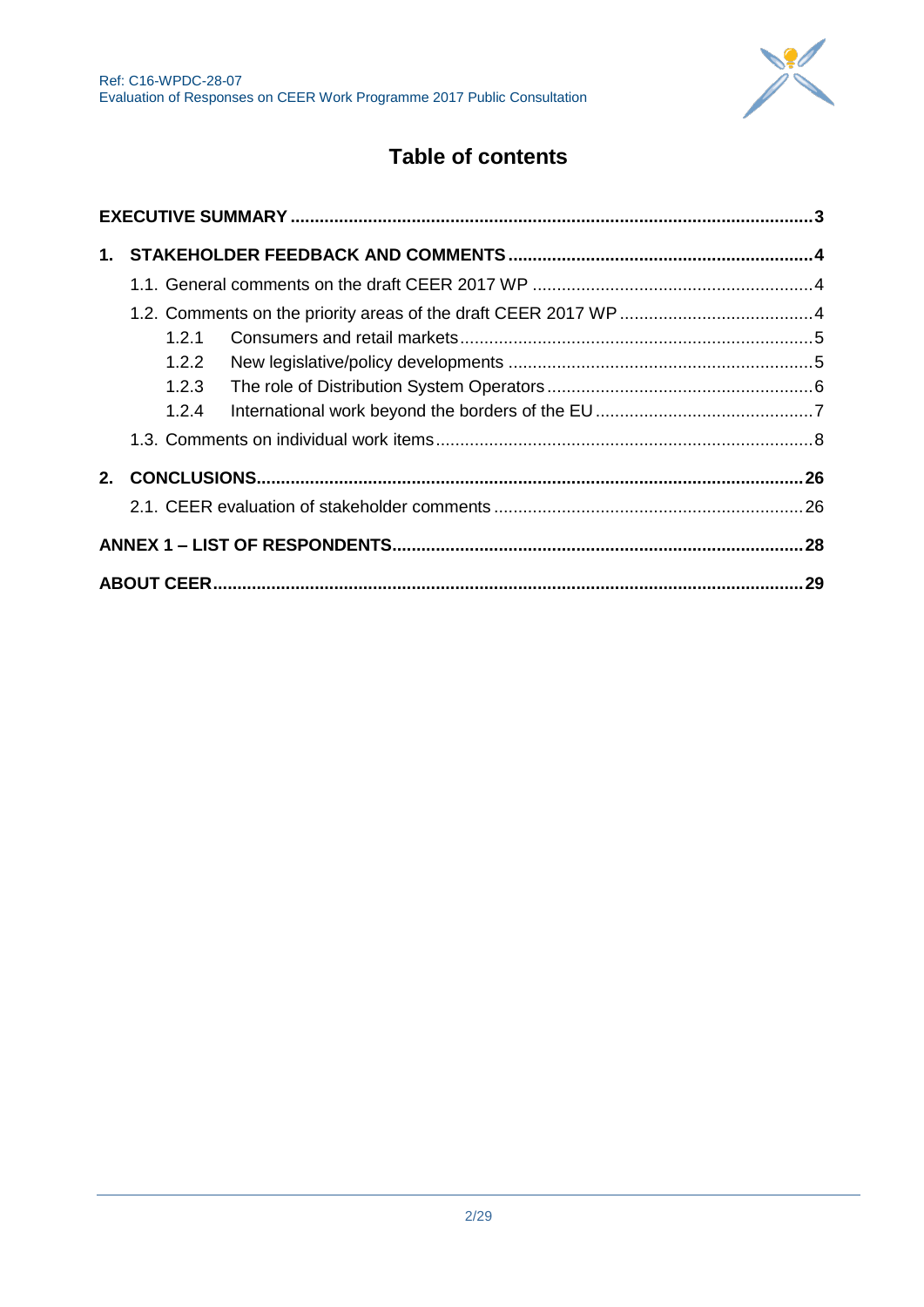# Table of contents

| | |
|---|---|
| **EXECUTIVE SUMMARY** | **3** |
| **1. STAKEHOLDER FEEDBACK AND COMMENTS** | **4** |
| 1.1. General comments on the draft CEER 2017 WP | 4 |
| 1.2. Comments on the priority areas of the draft CEER 2017 WP | 4 |
| 1.2.1 Consumers and retail markets | 5 |
| 1.2.2 New legislative/policy developments | 5 |
| 1.2.3 The role of Distribution System Operators | 6 |
| 1.2.4 International work beyond the borders of the EU | 7 |
| 1.3. Comments on individual work items | 8 |
| **2. CONCLUSIONS** | **26** |
| 2.1. CEER evaluation of stakeholder comments | 26 |
| **ANNEX 1 – LIST OF RESPONDENTS** | **28** |
| **ABOUT CEER** | **29** |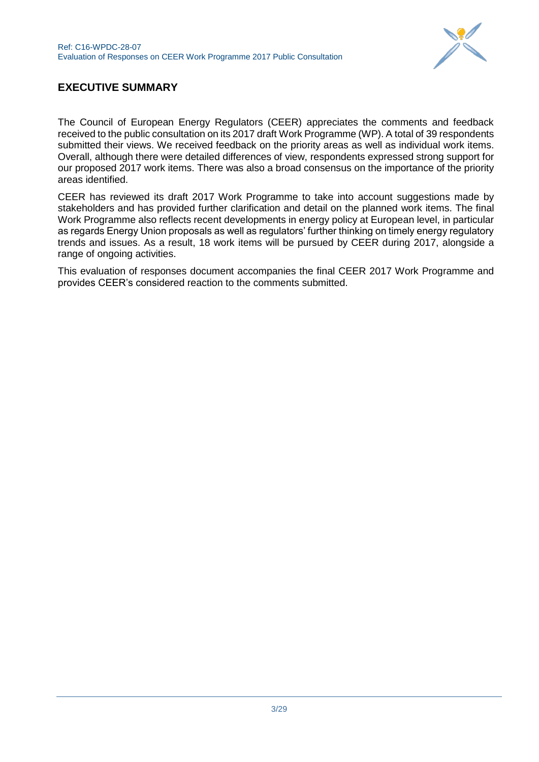## EXECUTIVE SUMMARY

The Council of European Energy Regulators (CEER) appreciates the comments and feedback received to the public consultation on its 2017 draft Work Programme (WP). A total of 39 respondents submitted their views. We received feedback on the priority areas as well as individual work items. Overall, although there were detailed differences of view, respondents expressed strong support for our proposed 2017 work items. There was also a broad consensus on the importance of the priority areas identified.

CEER has reviewed its draft 2017 Work Programme to take into account suggestions made by stakeholders and has provided further clarification and detail on the planned work items. The final Work Programme also reflects recent developments in energy policy at European level, in particular as regards Energy Union proposals as well as regulators' further thinking on timely energy regulatory trends and issues. As a result, 18 work items will be pursued by CEER during 2017, alongside a range of ongoing activities.

This evaluation of responses document accompanies the final CEER 2017 Work Programme and provides CEER's considered reaction to the comments submitted.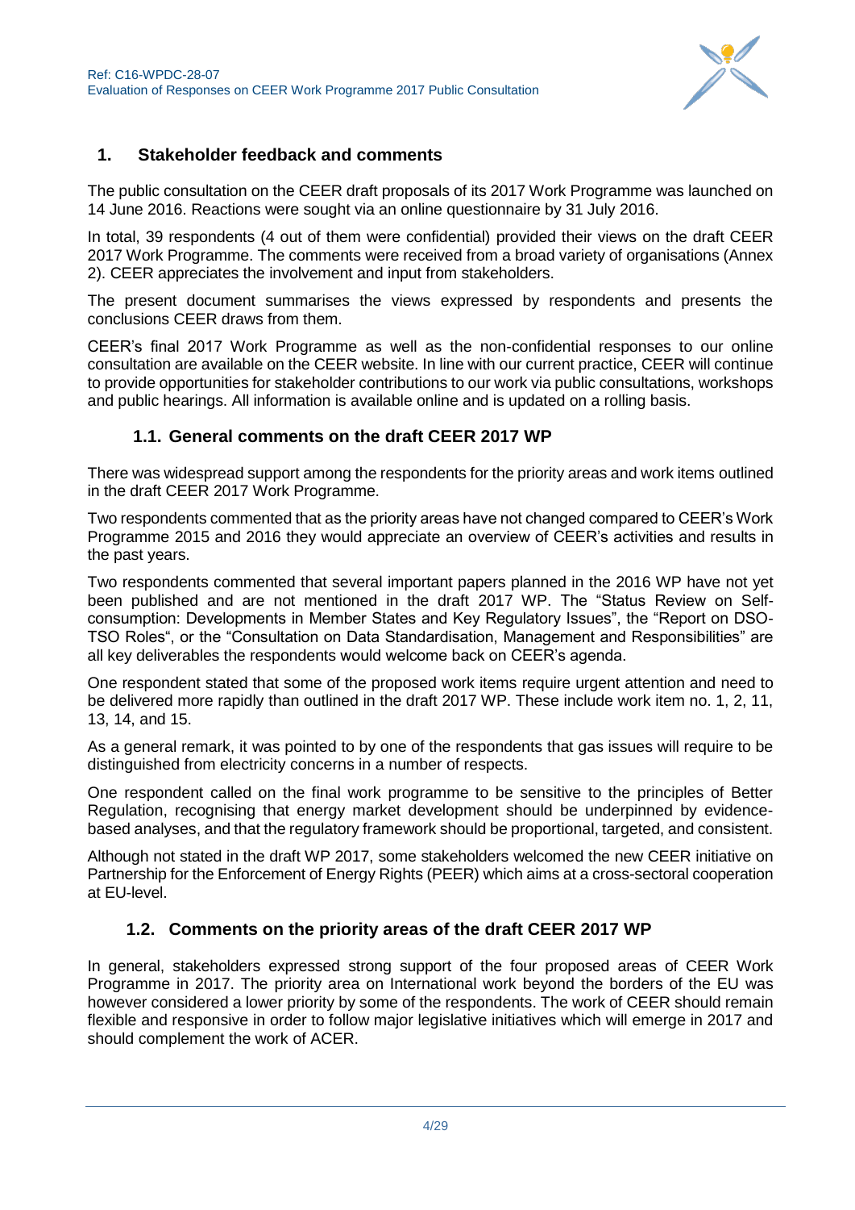## 1. Stakeholder feedback and comments

The public consultation on the CEER draft proposals of its 2017 Work Programme was launched on 14 June 2016. Reactions were sought via an online questionnaire by 31 July 2016.

In total, 39 respondents (4 out of them were confidential) provided their views on the draft CEER 2017 Work Programme. The comments were received from a broad variety of organisations (Annex 2). CEER appreciates the involvement and input from stakeholders.

The present document summarises the views expressed by respondents and presents the conclusions CEER draws from them.

CEER's final 2017 Work Programme as well as the non-confidential responses to our online consultation are available on the CEER website. In line with our current practice, CEER will continue to provide opportunities for stakeholder contributions to our work via public consultations, workshops and public hearings. All information is available online and is updated on a rolling basis.

### 1.1. General comments on the draft CEER 2017 WP

There was widespread support among the respondents for the priority areas and work items outlined in the draft CEER 2017 Work Programme.

Two respondents commented that as the priority areas have not changed compared to CEER's Work Programme 2015 and 2016 they would appreciate an overview of CEER's activities and results in the past years.

Two respondents commented that several important papers planned in the 2016 WP have not yet been published and are not mentioned in the draft 2017 WP. The "Status Review on Self-consumption: Developments in Member States and Key Regulatory Issues", the "Report on DSO-TSO Roles", or the "Consultation on Data Standardisation, Management and Responsibilities" are all key deliverables the respondents would welcome back on CEER's agenda.

One respondent stated that some of the proposed work items require urgent attention and need to be delivered more rapidly than outlined in the draft 2017 WP. These include work item no. 1, 2, 11, 13, 14, and 15.

As a general remark, it was pointed to by one of the respondents that gas issues will require to be distinguished from electricity concerns in a number of respects.

One respondent called on the final work programme to be sensitive to the principles of Better Regulation, recognising that energy market development should be underpinned by evidence-based analyses, and that the regulatory framework should be proportional, targeted, and consistent.

Although not stated in the draft WP 2017, some stakeholders welcomed the new CEER initiative on Partnership for the Enforcement of Energy Rights (PEER) which aims at a cross-sectoral cooperation at EU-level.

### 1.2. Comments on the priority areas of the draft CEER 2017 WP

In general, stakeholders expressed strong support of the four proposed areas of CEER Work Programme in 2017. The priority area on International work beyond the borders of the EU was however considered a lower priority by some of the respondents. The work of CEER should remain flexible and responsive in order to follow major legislative initiatives which will emerge in 2017 and should complement the work of ACER.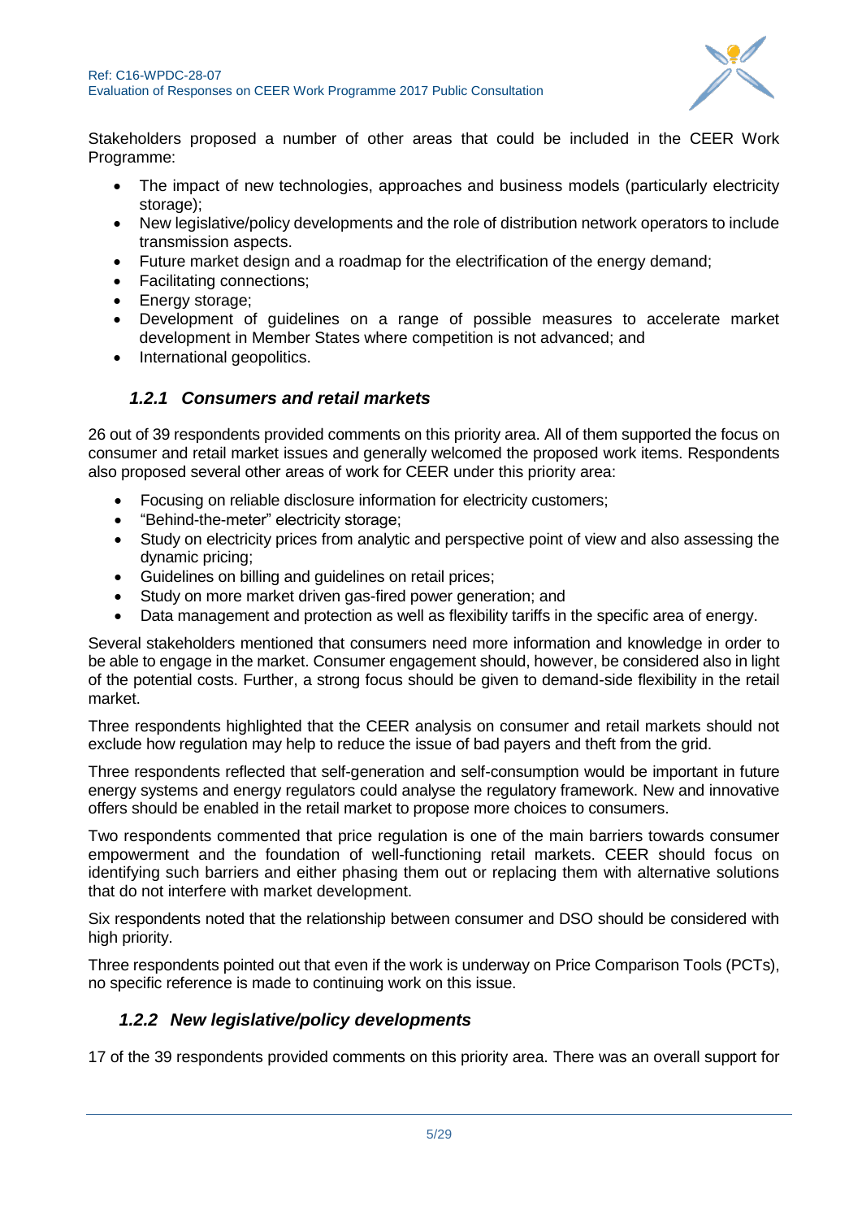Stakeholders proposed a number of other areas that could be included in the CEER Work Programme:

- The impact of new technologies, approaches and business models (particularly electricity storage);
- New legislative/policy developments and the role of distribution network operators to include transmission aspects.
- Future market design and a roadmap for the electrification of the energy demand;
- Facilitating connections;
- Energy storage;
- Development of guidelines on a range of possible measures to accelerate market development in Member States where competition is not advanced; and
- International geopolitics.

### *1.2.1 Consumers and retail markets*

26 out of 39 respondents provided comments on this priority area. All of them supported the focus on consumer and retail market issues and generally welcomed the proposed work items. Respondents also proposed several other areas of work for CEER under this priority area:

- Focusing on reliable disclosure information for electricity customers;
- "Behind-the-meter" electricity storage;
- Study on electricity prices from analytic and perspective point of view and also assessing the dynamic pricing;
- Guidelines on billing and guidelines on retail prices;
- Study on more market driven gas-fired power generation; and
- Data management and protection as well as flexibility tariffs in the specific area of energy.

Several stakeholders mentioned that consumers need more information and knowledge in order to be able to engage in the market. Consumer engagement should, however, be considered also in light of the potential costs. Further, a strong focus should be given to demand-side flexibility in the retail market.

Three respondents highlighted that the CEER analysis on consumer and retail markets should not exclude how regulation may help to reduce the issue of bad payers and theft from the grid.

Three respondents reflected that self-generation and self-consumption would be important in future energy systems and energy regulators could analyse the regulatory framework. New and innovative offers should be enabled in the retail market to propose more choices to consumers.

Two respondents commented that price regulation is one of the main barriers towards consumer empowerment and the foundation of well-functioning retail markets. CEER should focus on identifying such barriers and either phasing them out or replacing them with alternative solutions that do not interfere with market development.

Six respondents noted that the relationship between consumer and DSO should be considered with high priority.

Three respondents pointed out that even if the work is underway on Price Comparison Tools (PCTs), no specific reference is made to continuing work on this issue.

### *1.2.2 New legislative/policy developments*

17 of the 39 respondents provided comments on this priority area. There was an overall support for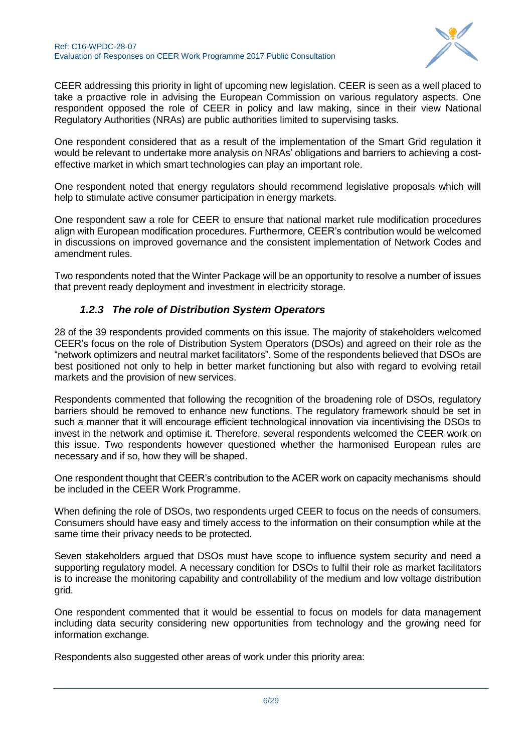CEER addressing this priority in light of upcoming new legislation. CEER is seen as a well placed to take a proactive role in advising the European Commission on various regulatory aspects. One respondent opposed the role of CEER in policy and law making, since in their view National Regulatory Authorities (NRAs) are public authorities limited to supervising tasks.

One respondent considered that as a result of the implementation of the Smart Grid regulation it would be relevant to undertake more analysis on NRAs' obligations and barriers to achieving a cost-effective market in which smart technologies can play an important role.

One respondent noted that energy regulators should recommend legislative proposals which will help to stimulate active consumer participation in energy markets.

One respondent saw a role for CEER to ensure that national market rule modification procedures align with European modification procedures. Furthermore, CEER's contribution would be welcomed in discussions on improved governance and the consistent implementation of Network Codes and amendment rules.

Two respondents noted that the Winter Package will be an opportunity to resolve a number of issues that prevent ready deployment and investment in electricity storage.

### *1.2.3 The role of Distribution System Operators*

28 of the 39 respondents provided comments on this issue. The majority of stakeholders welcomed CEER's focus on the role of Distribution System Operators (DSOs) and agreed on their role as the "network optimizers and neutral market facilitators". Some of the respondents believed that DSOs are best positioned not only to help in better market functioning but also with regard to evolving retail markets and the provision of new services.

Respondents commented that following the recognition of the broadening role of DSOs, regulatory barriers should be removed to enhance new functions. The regulatory framework should be set in such a manner that it will encourage efficient technological innovation via incentivising the DSOs to invest in the network and optimise it. Therefore, several respondents welcomed the CEER work on this issue. Two respondents however questioned whether the harmonised European rules are necessary and if so, how they will be shaped.

One respondent thought that CEER's contribution to the ACER work on capacity mechanisms should be included in the CEER Work Programme.

When defining the role of DSOs, two respondents urged CEER to focus on the needs of consumers. Consumers should have easy and timely access to the information on their consumption while at the same time their privacy needs to be protected.

Seven stakeholders argued that DSOs must have scope to influence system security and need a supporting regulatory model. A necessary condition for DSOs to fulfil their role as market facilitators is to increase the monitoring capability and controllability of the medium and low voltage distribution grid.

One respondent commented that it would be essential to focus on models for data management including data security considering new opportunities from technology and the growing need for information exchange.

Respondents also suggested other areas of work under this priority area: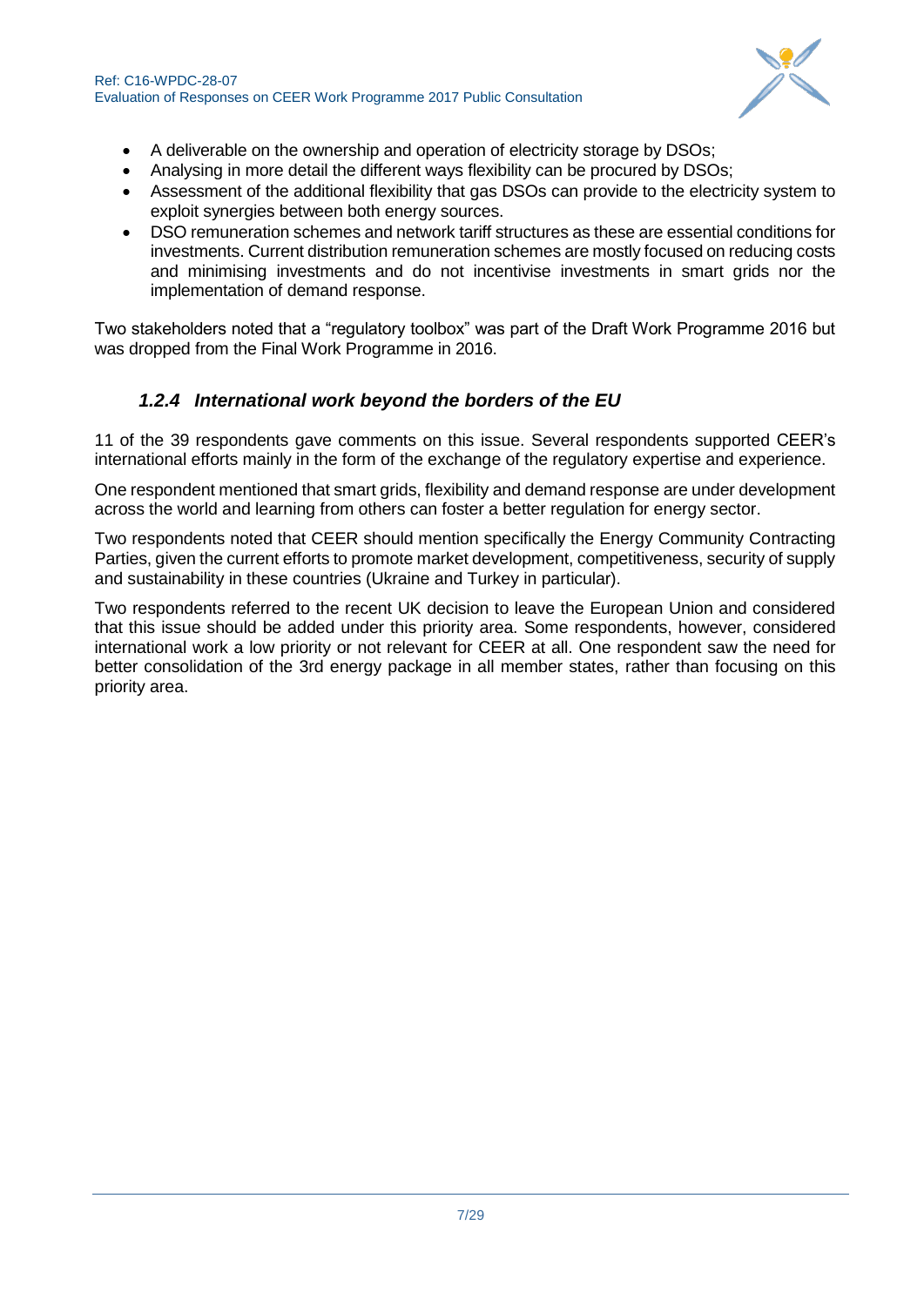- A deliverable on the ownership and operation of electricity storage by DSOs;
- Analysing in more detail the different ways flexibility can be procured by DSOs;
- Assessment of the additional flexibility that gas DSOs can provide to the electricity system to exploit synergies between both energy sources.
- DSO remuneration schemes and network tariff structures as these are essential conditions for investments. Current distribution remuneration schemes are mostly focused on reducing costs and minimising investments and do not incentivise investments in smart grids nor the implementation of demand response.

Two stakeholders noted that a “regulatory toolbox” was part of the Draft Work Programme 2016 but was dropped from the Final Work Programme in 2016.

### *1.2.4 International work beyond the borders of the EU*

11 of the 39 respondents gave comments on this issue. Several respondents supported CEER’s international efforts mainly in the form of the exchange of the regulatory expertise and experience.

One respondent mentioned that smart grids, flexibility and demand response are under development across the world and learning from others can foster a better regulation for energy sector.

Two respondents noted that CEER should mention specifically the Energy Community Contracting Parties, given the current efforts to promote market development, competitiveness, security of supply and sustainability in these countries (Ukraine and Turkey in particular).

Two respondents referred to the recent UK decision to leave the European Union and considered that this issue should be added under this priority area. Some respondents, however, considered international work a low priority or not relevant for CEER at all. One respondent saw the need for better consolidation of the 3rd energy package in all member states, rather than focusing on this priority area.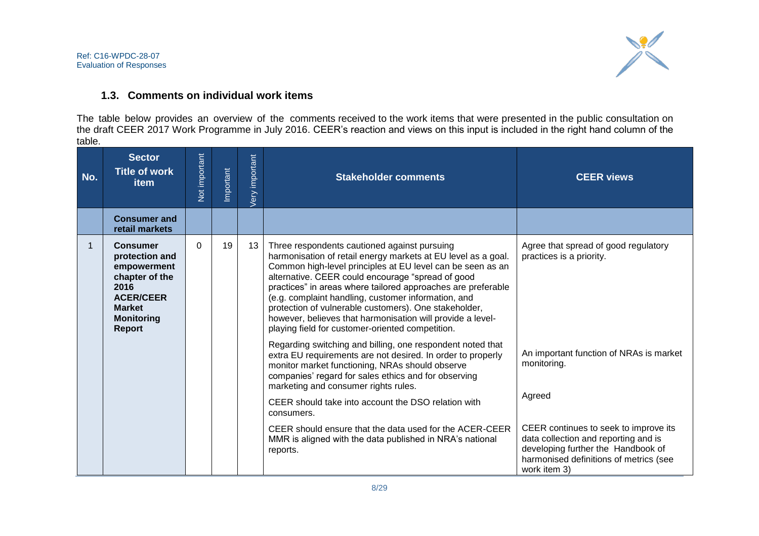### 1.3. Comments on individual work items

The table below provides an overview of the comments received to the work items that were presented in the public consultation on the draft CEER 2017 Work Programme in July 2016. CEER's reaction and views on this input is included in the right hand column of the table.

| No. | Sector<br>Title of work item | Not important | Important | Very important | Stakeholder comments | CEER views |
|---|---|---|---|---|---|---|
| | **Consumer and retail markets** | | | | | |
| 1 | **Consumer protection and empowerment chapter of the 2016 ACER/CEER Market Monitoring Report** | 0 | 19 | 13 | Three respondents cautioned against pursuing harmonisation of retail energy markets at EU level as a goal. Common high-level principles at EU level can be seen as an alternative. CEER could encourage "spread of good practices" in areas where tailored approaches are preferable (e.g. complaint handling, customer information, and protection of vulnerable customers). One stakeholder, however, believes that harmonisation will provide a level-playing field for customer-oriented competition. | Agree that spread of good regulatory practices is a priority. |
| | | | | | Regarding switching and billing, one respondent noted that extra EU requirements are not desired. In order to properly monitor market functioning, NRAs should observe companies' regard for sales ethics and for observing marketing and consumer rights rules. | An important function of NRAs is market monitoring. |
| | | | | | CEER should take into account the DSO relation with consumers. | Agreed |
| | | | | | CEER should ensure that the data used for the ACER-CEER MMR is aligned with the data published in NRA's national reports. | CEER continues to seek to improve its data collection and reporting and is developing further the Handbook of harmonised definitions of metrics (see work item 3) |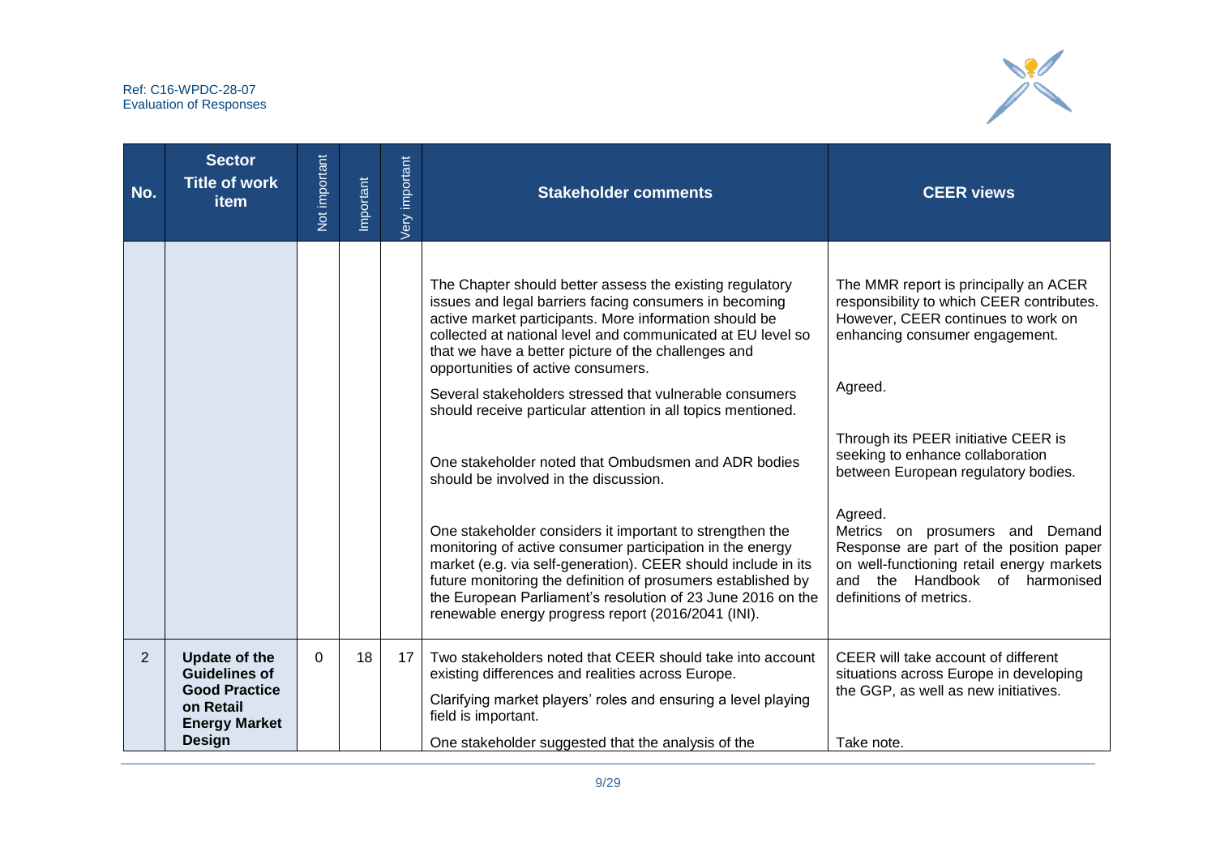| No. | Sector Title of work item | Not important | Important | Very important | Stakeholder comments | CEER views |
|---|---|---|---|---|---|---|
| | | | | | The Chapter should better assess the existing regulatory issues and legal barriers facing consumers in becoming active market participants. More information should be collected at national level and communicated at EU level so that we have a better picture of the challenges and opportunities of active consumers. | The MMR report is principally an ACER responsibility to which CEER contributes. However, CEER continues to work on enhancing consumer engagement. |
| | | | | | Several stakeholders stressed that vulnerable consumers should receive particular attention in all topics mentioned. | Agreed. |
| | | | | | One stakeholder noted that Ombudsmen and ADR bodies should be involved in the discussion. | Through its PEER initiative CEER is seeking to enhance collaboration between European regulatory bodies. |
| | | | | | One stakeholder considers it important to strengthen the monitoring of active consumer participation in the energy market (e.g. via self-generation). CEER should include in its future monitoring the definition of prosumers established by the European Parliament's resolution of 23 June 2016 on the renewable energy progress report (2016/2041 (INI). | Agreed. Metrics on prosumers and Demand Response are part of the position paper on well-functioning retail energy markets and the Handbook of harmonised definitions of metrics. |
| 2 | **Update of the Guidelines of Good Practice on Retail Energy Market Design** | 0 | 18 | 17 | Two stakeholders noted that CEER should take into account existing differences and realities across Europe.<br><br>Clarifying market players' roles and ensuring a level playing field is important. | CEER will take account of different situations across Europe in developing the GGP, as well as new initiatives. |
| | | | | | One stakeholder suggested that the analysis of the | Take note. |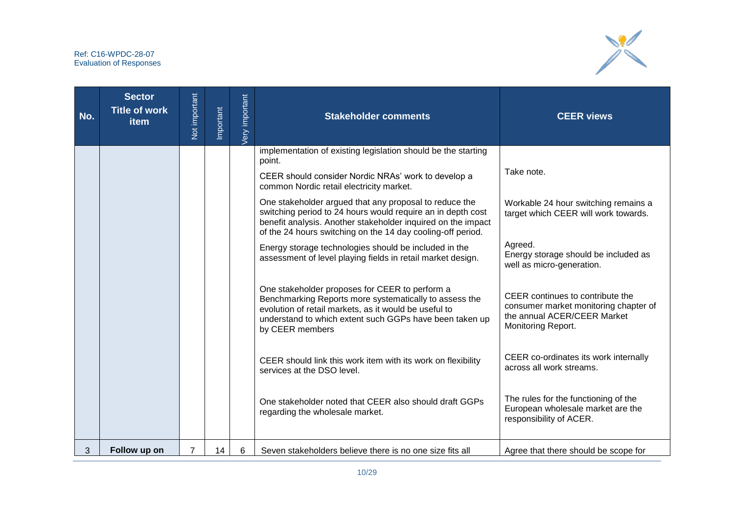| No. | Sector Title of work item | Not important | Important | Very important | Stakeholder comments | CEER views |
|---|---|---|---|---|---|---|
| | | | | | implementation of existing legislation should be the starting point.<br><br>CEER should consider Nordic NRAs' work to develop a common Nordic retail electricity market. | Take note. |
| | | | | | One stakeholder argued that any proposal to reduce the switching period to 24 hours would require an in depth cost benefit analysis. Another stakeholder inquired on the impact of the 24 hours switching on the 14 day cooling-off period. | Workable 24 hour switching remains a target which CEER will work towards. |
| | | | | | Energy storage technologies should be included in the assessment of level playing fields in retail market design. | Agreed.<br>Energy storage should be included as well as micro-generation. |
| | | | | | One stakeholder proposes for CEER to perform a Benchmarking Reports more systematically to assess the evolution of retail markets, as it would be useful to understand to which extent such GGPs have been taken up by CEER members | CEER continues to contribute the consumer market monitoring chapter of the annual ACER/CEER Market Monitoring Report. |
| | | | | | CEER should link this work item with its work on flexibility services at the DSO level. | CEER co-ordinates its work internally across all work streams. |
| | | | | | One stakeholder noted that CEER also should draft GGPs regarding the wholesale market. | The rules for the functioning of the European wholesale market are the responsibility of ACER. |
| 3 | **Follow up on** | 7 | 14 | 6 | Seven stakeholders believe there is no one size fits all | Agree that there should be scope for |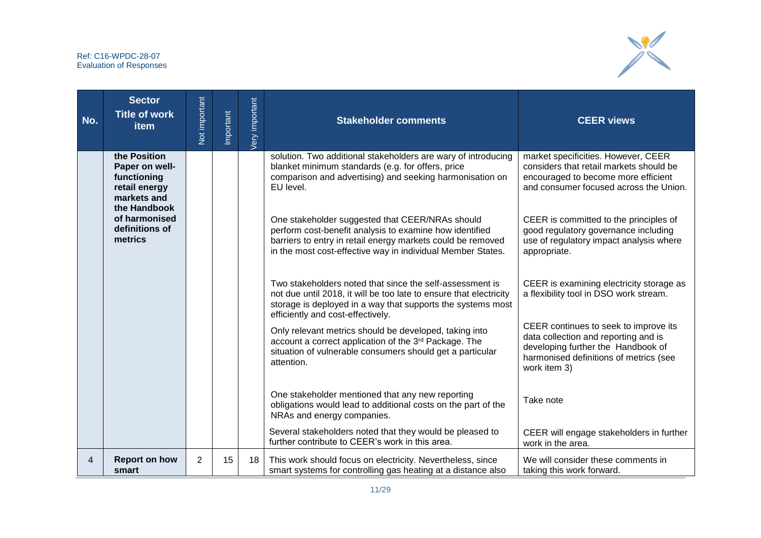| No. | Sector Title of work item | Not important | Important | Very important | Stakeholder comments | CEER views |
|---|---|---|---|---|---|---|
| | the Position Paper on well-functioning retail energy markets and the Handbook of harmonised definitions of metrics | | | | solution. Two additional stakeholders are wary of introducing blanket minimum standards (e.g. for offers, price comparison and advertising) and seeking harmonisation on EU level. | market specificities. However, CEER considers that retail markets should be encouraged to become more efficient and consumer focused across the Union. |
| | | | | | One stakeholder suggested that CEER/NRAs should perform cost-benefit analysis to examine how identified barriers to entry in retail energy markets could be removed in the most cost-effective way in individual Member States. | CEER is committed to the principles of good regulatory governance including use of regulatory impact analysis where appropriate. |
| | | | | | Two stakeholders noted that since the self-assessment is not due until 2018, it will be too late to ensure that electricity storage is deployed in a way that supports the systems most efficiently and cost-effectively. | CEER is examining electricity storage as a flexibility tool in DSO work stream. |
| | | | | | Only relevant metrics should be developed, taking into account a correct application of the 3rd Package. The situation of vulnerable consumers should get a particular attention. | CEER continues to seek to improve its data collection and reporting and is developing further the Handbook of harmonised definitions of metrics (see work item 3) |
| | | | | | One stakeholder mentioned that any new reporting obligations would lead to additional costs on the part of the NRAs and energy companies. | Take note |
| | | | | | Several stakeholders noted that they would be pleased to further contribute to CEER's work in this area. | CEER will engage stakeholders in further work in the area. |
| 4 | **Report on how smart** | 2 | 15 | 18 | This work should focus on electricity. Nevertheless, since smart systems for controlling gas heating at a distance also | We will consider these comments in taking this work forward. |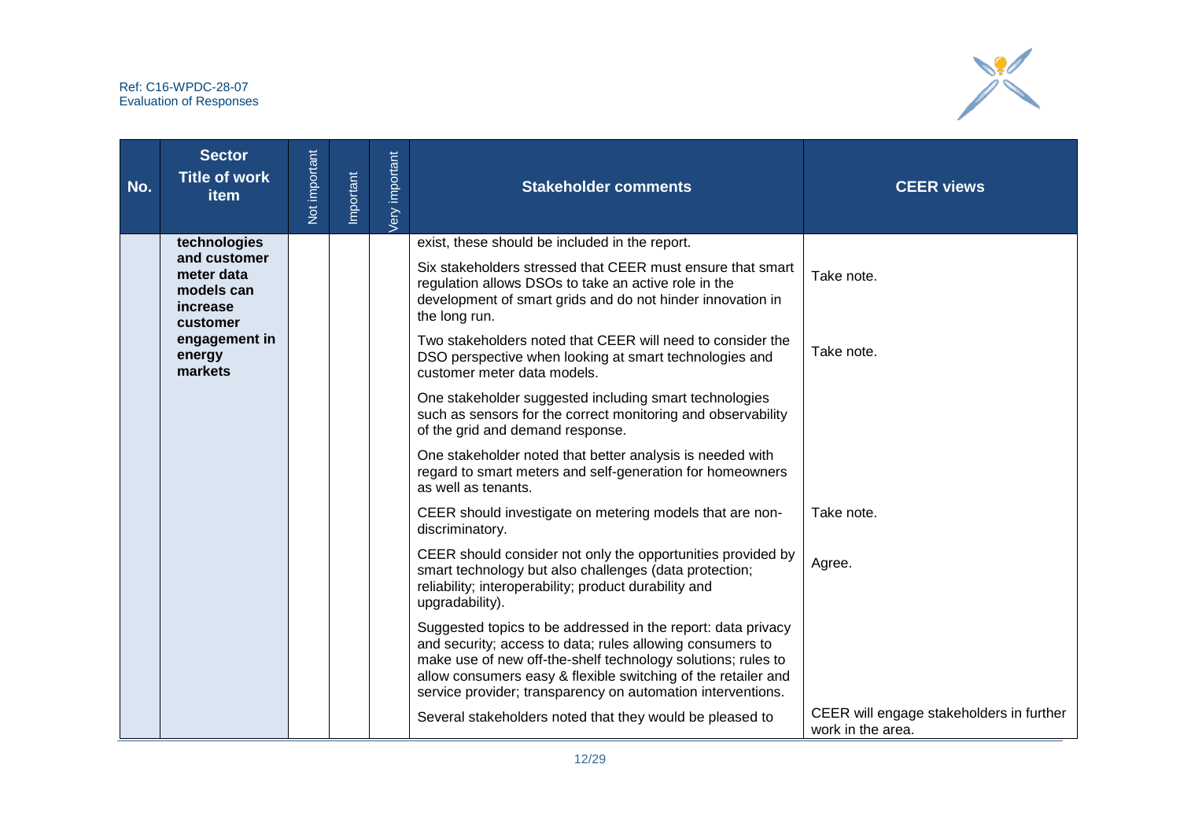| No. | Sector<br>Title of work item | Not important | Important | Very important | Stakeholder comments | CEER views |
|---|---|---|---|---|---|---|
| | **technologies and customer meter data models can increase customer engagement in energy markets** | | | | exist, these should be included in the report. | |
| | | | | | Six stakeholders stressed that CEER must ensure that smart regulation allows DSOs to take an active role in the development of smart grids and do not hinder innovation in the long run. | Take note. |
| | | | | | Two stakeholders noted that CEER will need to consider the DSO perspective when looking at smart technologies and customer meter data models. | Take note. |
| | | | | | One stakeholder suggested including smart technologies such as sensors for the correct monitoring and observability of the grid and demand response. | |
| | | | | | One stakeholder noted that better analysis is needed with regard to smart meters and self-generation for homeowners as well as tenants. | |
| | | | | | CEER should investigate on metering models that are non-discriminatory. | Take note. |
| | | | | | CEER should consider not only the opportunities provided by smart technology but also challenges (data protection; reliability; interoperability; product durability and upgradability). | Agree. |
| | | | | | Suggested topics to be addressed in the report: data privacy and security; access to data; rules allowing consumers to make use of new off-the-shelf technology solutions; rules to allow consumers easy & flexible switching of the retailer and service provider; transparency on automation interventions. | |
| | | | | | Several stakeholders noted that they would be pleased to | CEER will engage stakeholders in further work in the area. |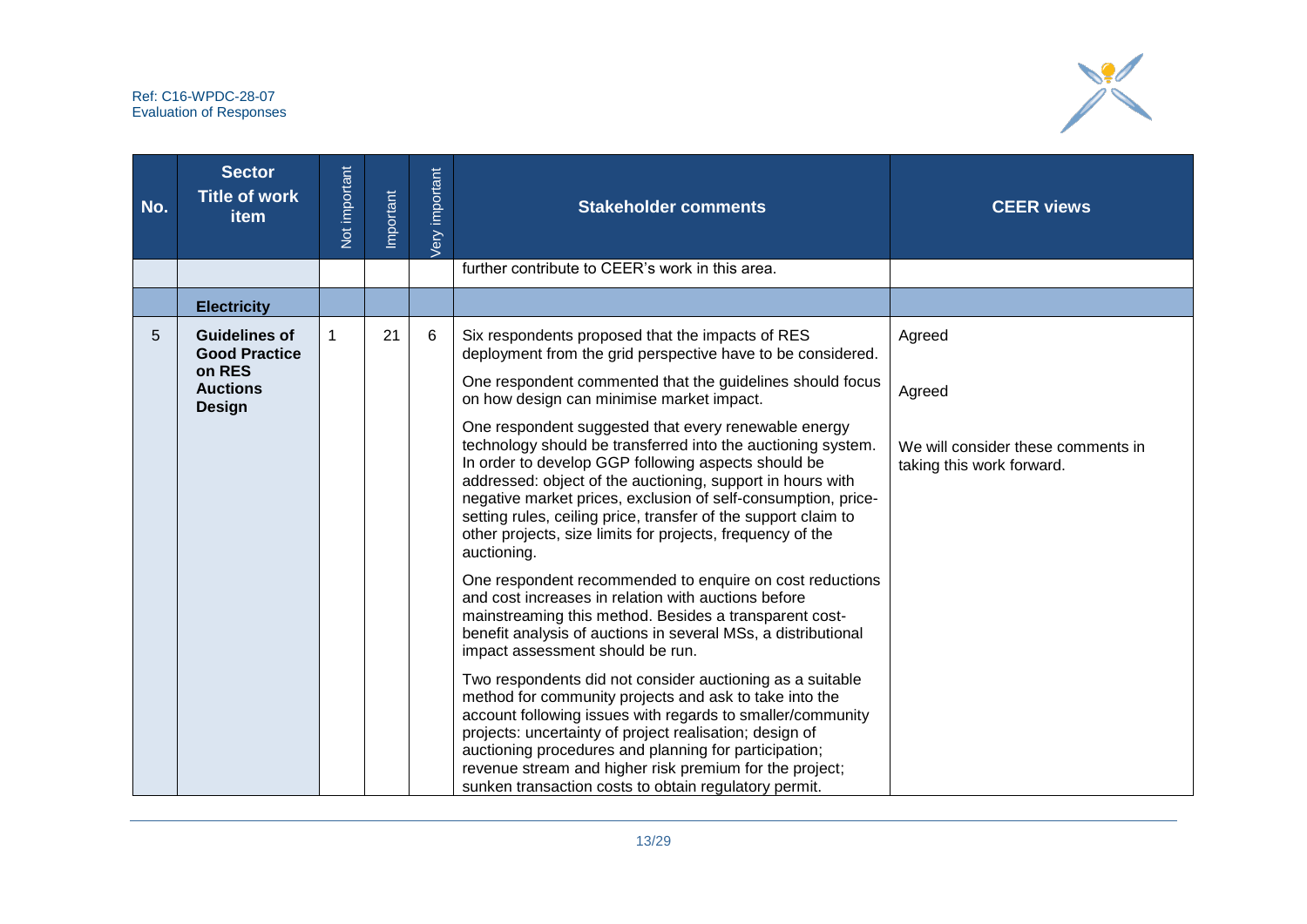| No. | Sector Title of work item | Not important | Important | Very important | Stakeholder comments | CEER views |
|---|---|---|---|---|---|---|
| | | | | | further contribute to CEER's work in this area. | |
| | **Electricity** | | | | | |
| 5 | **Guidelines of Good Practice on RES Auctions Design** | 1 | 21 | 6 | Six respondents proposed that the impacts of RES deployment from the grid perspective have to be considered. | Agreed |
| | | | | | One respondent commented that the guidelines should focus on how design can minimise market impact. | Agreed |
| | | | | | One respondent suggested that every renewable energy technology should be transferred into the auctioning system. In order to develop GGP following aspects should be addressed: object of the auctioning, support in hours with negative market prices, exclusion of self-consumption, price-setting rules, ceiling price, transfer of the support claim to other projects, size limits for projects, frequency of the auctioning. | We will consider these comments in taking this work forward. |
| | | | | | One respondent recommended to enquire on cost reductions and cost increases in relation with auctions before mainstreaming this method. Besides a transparent cost-benefit analysis of auctions in several MSs, a distributional impact assessment should be run. | |
| | | | | | Two respondents did not consider auctioning as a suitable method for community projects and ask to take into the account following issues with regards to smaller/community projects: uncertainty of project realisation; design of auctioning procedures and planning for participation; revenue stream and higher risk premium for the project; sunken transaction costs to obtain regulatory permit. | |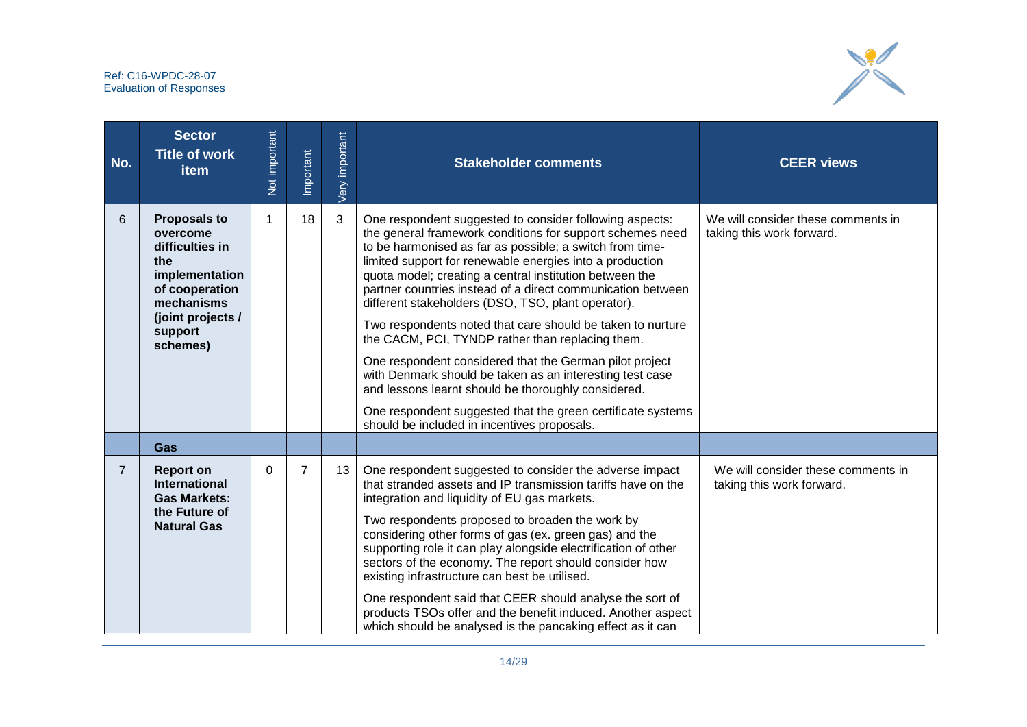| No. | Sector<br>Title of work item | Not important | Important | Very important | Stakeholder comments | CEER views |
|---|---|---|---|---|---|---|
| 6 | **Proposals to overcome difficulties in the implementation of cooperation mechanisms (joint projects / support schemes)** | 1 | 18 | 3 | One respondent suggested to consider following aspects: the general framework conditions for support schemes need to be harmonised as far as possible; a switch from time-limited support for renewable energies into a production quota model; creating a central institution between the partner countries instead of a direct communication between different stakeholders (DSO, TSO, plant operator).<br><br>Two respondents noted that care should be taken to nurture the CACM, PCI, TYNDP rather than replacing them.<br><br>One respondent considered that the German pilot project with Denmark should be taken as an interesting test case and lessons learnt should be thoroughly considered.<br><br>One respondent suggested that the green certificate systems should be included in incentives proposals. | We will consider these comments in taking this work forward. |
| | **Gas** | | | | | |
| 7 | **Report on International Gas Markets: the Future of Natural Gas** | 0 | 7 | 13 | One respondent suggested to consider the adverse impact that stranded assets and IP transmission tariffs have on the integration and liquidity of EU gas markets.<br><br>Two respondents proposed to broaden the work by considering other forms of gas (ex. green gas) and the supporting role it can play alongside electrification of other sectors of the economy. The report should consider how existing infrastructure can best be utilised.<br><br>One respondent said that CEER should analyse the sort of products TSOs offer and the benefit induced. Another aspect which should be analysed is the pancaking effect as it can | We will consider these comments in taking this work forward. |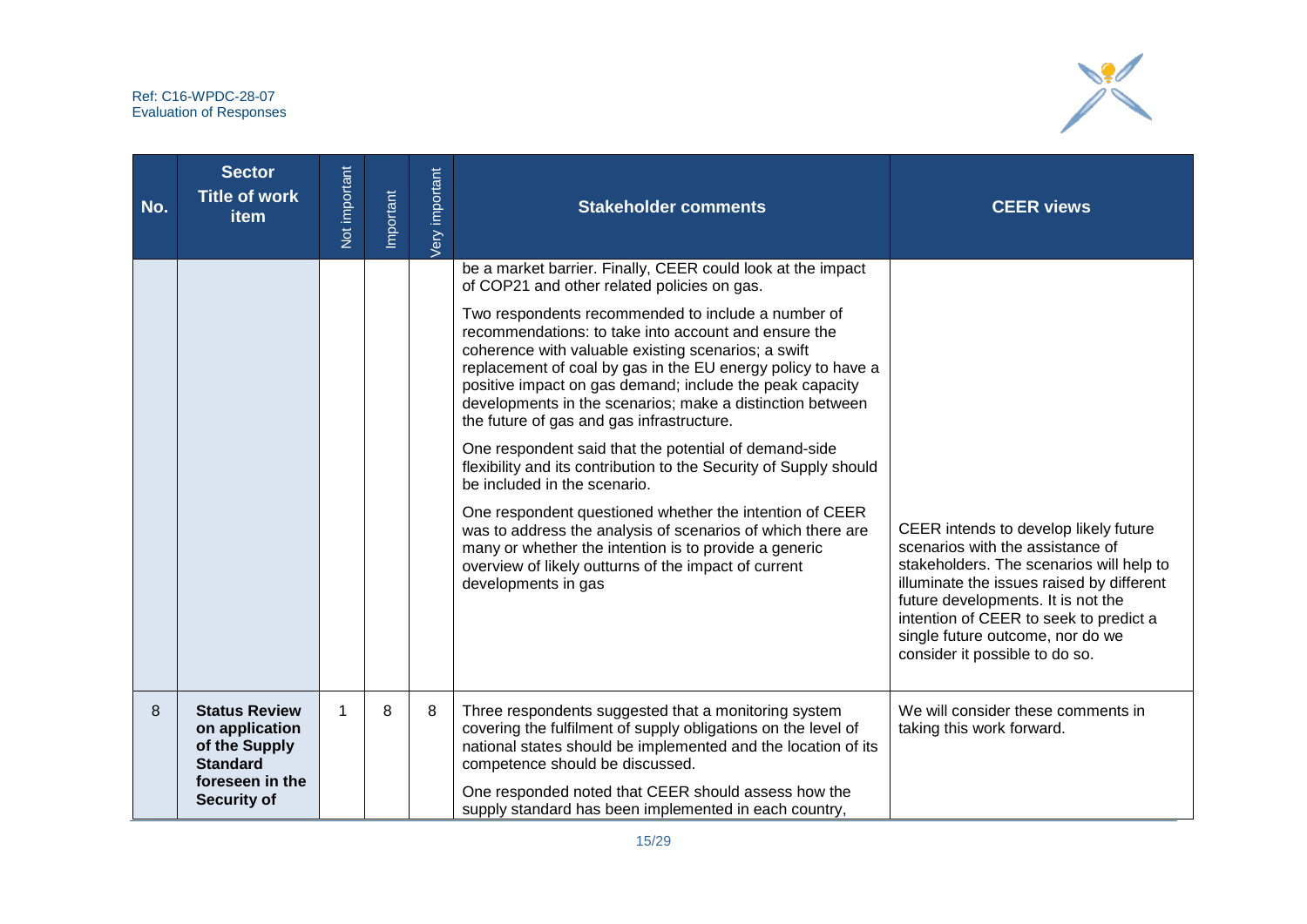| No. | Sector Title of work item | Not important | Important | Very important | Stakeholder comments | CEER views |
|---|---|---|---|---|---|---|
| | | | | | be a market barrier. Finally, CEER could look at the impact of COP21 and other related policies on gas.<br><br>Two respondents recommended to include a number of recommendations: to take into account and ensure the coherence with valuable existing scenarios; a swift replacement of coal by gas in the EU energy policy to have a positive impact on gas demand; include the peak capacity developments in the scenarios; make a distinction between the future of gas and gas infrastructure.<br><br>One respondent said that the potential of demand-side flexibility and its contribution to the Security of Supply should be included in the scenario.<br><br>One respondent questioned whether the intention of CEER was to address the analysis of scenarios of which there are many or whether the intention is to provide a generic overview of likely outturns of the impact of current developments in gas | CEER intends to develop likely future scenarios with the assistance of stakeholders. The scenarios will help to illuminate the issues raised by different future developments. It is not the intention of CEER to seek to predict a single future outcome, nor do we consider it possible to do so. |
| 8 | **Status Review on application of the Supply Standard foreseen in the Security of** | 1 | 8 | 8 | Three respondents suggested that a monitoring system covering the fulfilment of supply obligations on the level of national states should be implemented and the location of its competence should be discussed.<br><br>One responded noted that CEER should assess how the supply standard has been implemented in each country, | We will consider these comments in taking this work forward. |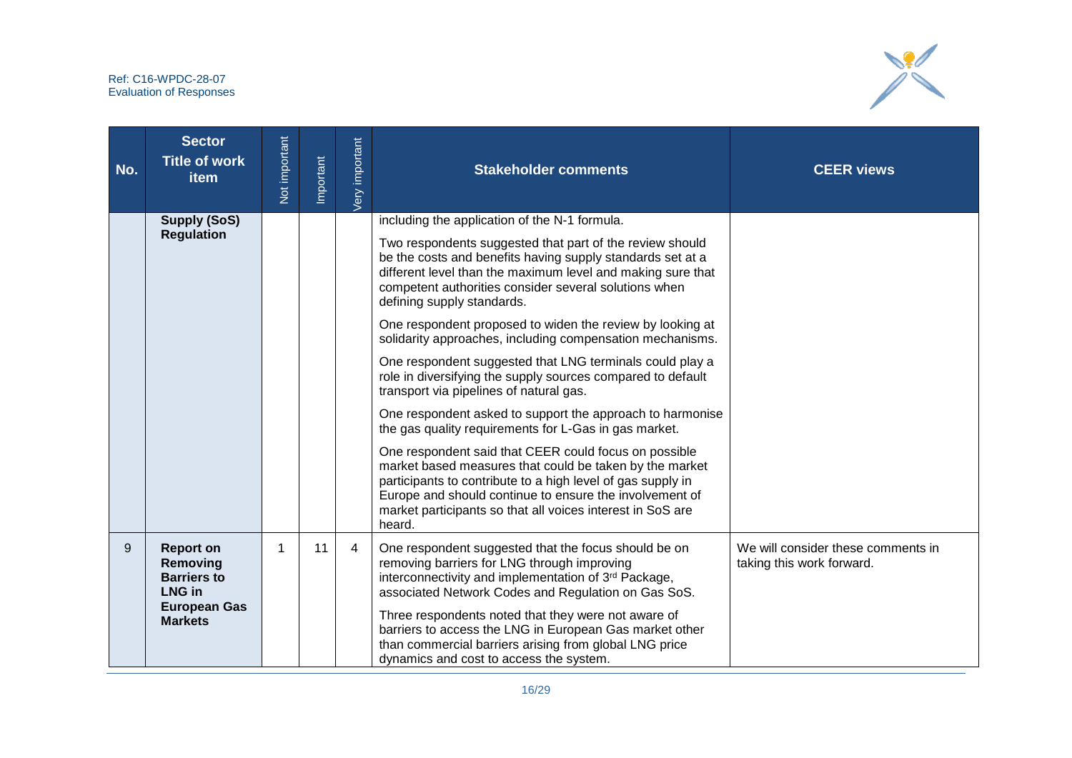| No. | Sector Title of work item | Not important | Important | Very important | Stakeholder comments | CEER views |
|---|---|---|---|---|---|---|
| | **Supply (SoS) Regulation** | | | | including the application of the N-1 formula.<br><br>Two respondents suggested that part of the review should be the costs and benefits having supply standards set at a different level than the maximum level and making sure that competent authorities consider several solutions when defining supply standards.<br><br>One respondent proposed to widen the review by looking at solidarity approaches, including compensation mechanisms.<br><br>One respondent suggested that LNG terminals could play a role in diversifying the supply sources compared to default transport via pipelines of natural gas.<br><br>One respondent asked to support the approach to harmonise the gas quality requirements for L-Gas in gas market.<br><br>One respondent said that CEER could focus on possible market based measures that could be taken by the market participants to contribute to a high level of gas supply in Europe and should continue to ensure the involvement of market participants so that all voices interest in SoS are heard. | |
| 9 | **Report on Removing Barriers to LNG in European Gas Markets** | 1 | 11 | 4 | One respondent suggested that the focus should be on removing barriers for LNG through improving interconnectivity and implementation of 3rd Package, associated Network Codes and Regulation on Gas SoS.<br><br>Three respondents noted that they were not aware of barriers to access the LNG in European Gas market other than commercial barriers arising from global LNG price dynamics and cost to access the system. | We will consider these comments in taking this work forward. |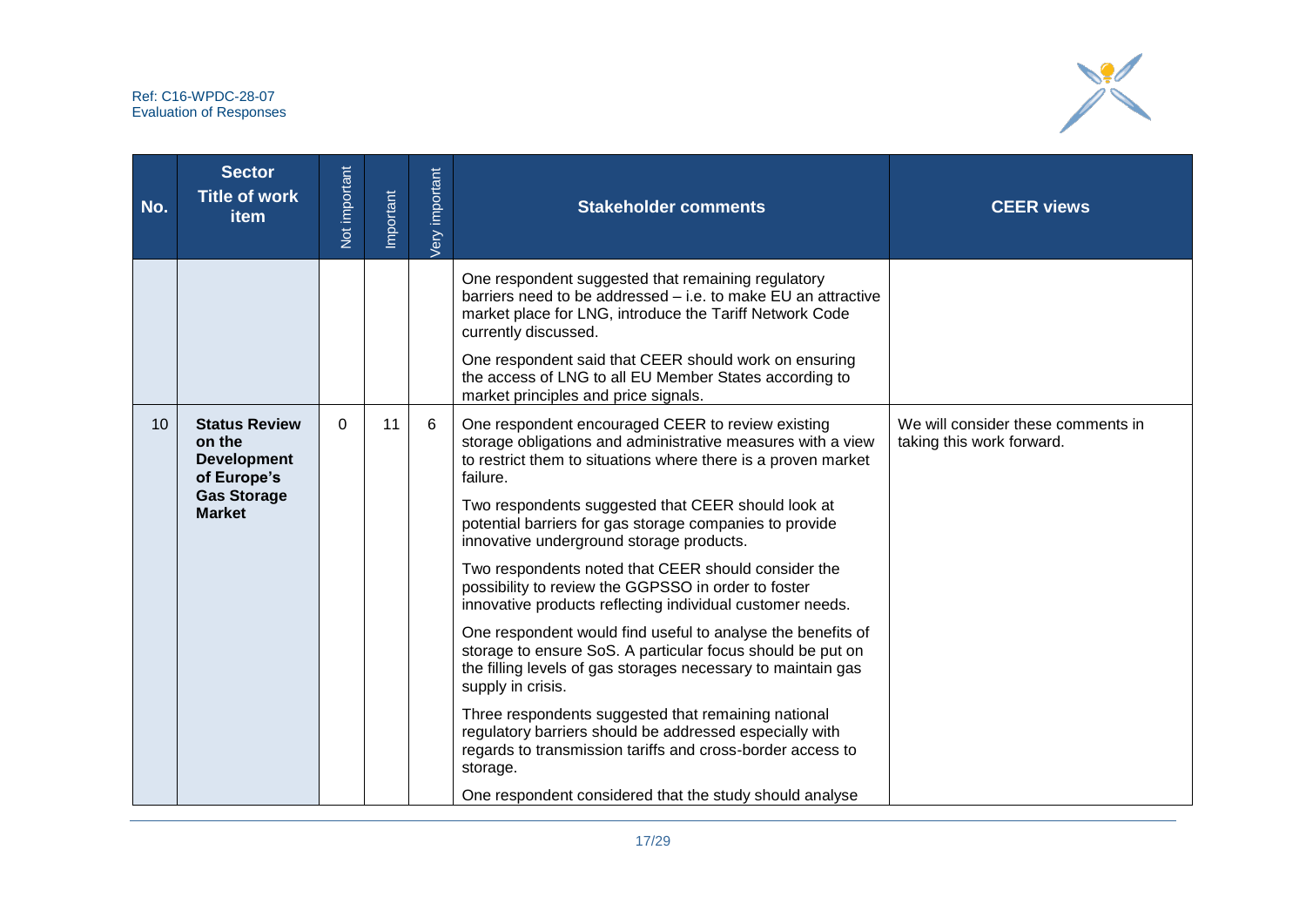| No. | Sector Title of work item | Not important | Important | Very important | Stakeholder comments | CEER views |
|---|---|---|---|---|---|---|
| | | | | | One respondent suggested that remaining regulatory barriers need to be addressed – i.e. to make EU an attractive market place for LNG, introduce the Tariff Network Code currently discussed.<br><br>One respondent said that CEER should work on ensuring the access of LNG to all EU Member States according to market principles and price signals. | |
| 10 | **Status Review on the Development of Europe's Gas Storage Market** | 0 | 11 | 6 | One respondent encouraged CEER to review existing storage obligations and administrative measures with a view to restrict them to situations where there is a proven market failure.<br><br>Two respondents suggested that CEER should look at potential barriers for gas storage companies to provide innovative underground storage products.<br><br>Two respondents noted that CEER should consider the possibility to review the GGPSSO in order to foster innovative products reflecting individual customer needs.<br><br>One respondent would find useful to analyse the benefits of storage to ensure SoS. A particular focus should be put on the filling levels of gas storages necessary to maintain gas supply in crisis.<br><br>Three respondents suggested that remaining national regulatory barriers should be addressed especially with regards to transmission tariffs and cross-border access to storage.<br><br>One respondent considered that the study should analyse | We will consider these comments in taking this work forward. |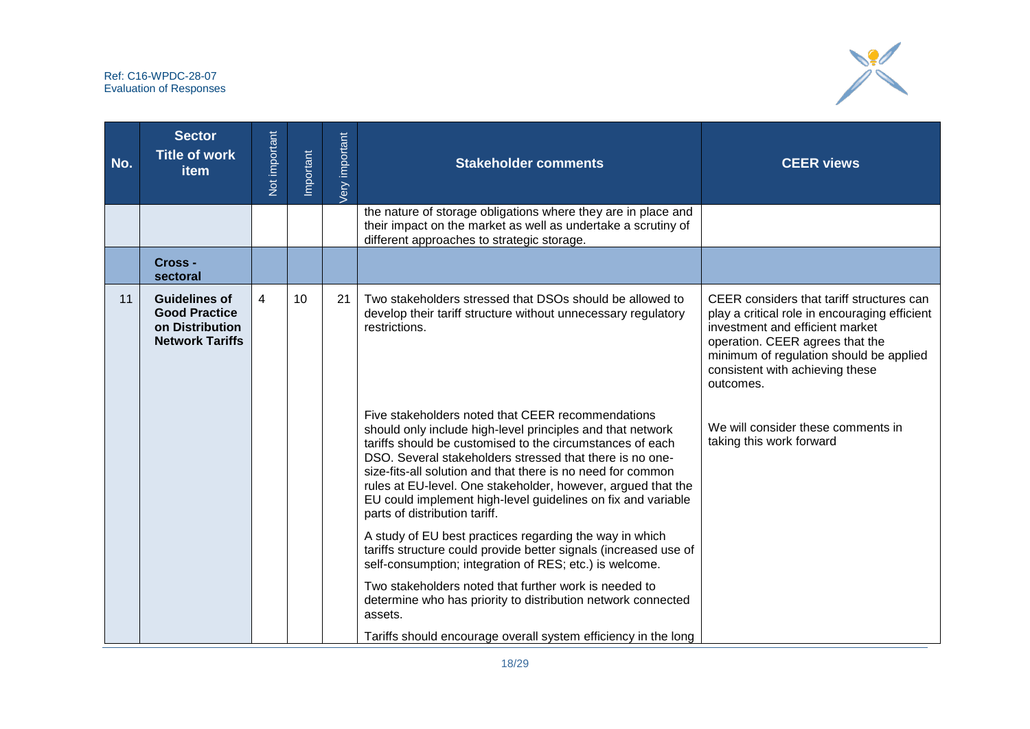| No. | Sector Title of work item | Not important | Important | Very important | Stakeholder comments | CEER views |
|---|---|---|---|---|---|---|
| | | | | | the nature of storage obligations where they are in place and their impact on the market as well as undertake a scrutiny of different approaches to strategic storage. | |
| | **Cross - sectoral** | | | | | |
| 11 | **Guidelines of Good Practice on Distribution Network Tariffs** | 4 | 10 | 21 | Two stakeholders stressed that DSOs should be allowed to develop their tariff structure without unnecessary regulatory restrictions. | CEER considers that tariff structures can play a critical role in encouraging efficient investment and efficient market operation. CEER agrees that the minimum of regulation should be applied consistent with achieving these outcomes. |
| | | | | | Five stakeholders noted that CEER recommendations should only include high-level principles and that network tariffs should be customised to the circumstances of each DSO. Several stakeholders stressed that there is no one-size-fits-all solution and that there is no need for common rules at EU-level. One stakeholder, however, argued that the EU could implement high-level guidelines on fix and variable parts of distribution tariff. | We will consider these comments in taking this work forward |
| | | | | | A study of EU best practices regarding the way in which tariffs structure could provide better signals (increased use of self-consumption; integration of RES; etc.) is welcome. | |
| | | | | | Two stakeholders noted that further work is needed to determine who has priority to distribution network connected assets. | |
| | | | | | Tariffs should encourage overall system efficiency in the long | |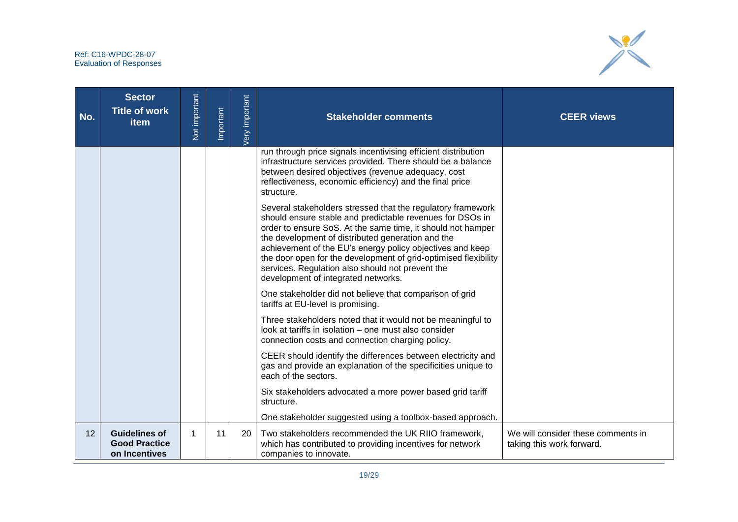| No. | Sector Title of work item | Not important | Important | Very important | Stakeholder comments | CEER views |
|---|---|---|---|---|---|---|
| | | | | | run through price signals incentivising efficient distribution infrastructure services provided. There should be a balance between desired objectives (revenue adequacy, cost reflectiveness, economic efficiency) and the final price structure.<br><br>Several stakeholders stressed that the regulatory framework should ensure stable and predictable revenues for DSOs in order to ensure SoS. At the same time, it should not hamper the development of distributed generation and the achievement of the EU's energy policy objectives and keep the door open for the development of grid-optimised flexibility services. Regulation also should not prevent the development of integrated networks.<br><br>One stakeholder did not believe that comparison of grid tariffs at EU-level is promising.<br><br>Three stakeholders noted that it would not be meaningful to look at tariffs in isolation – one must also consider connection costs and connection charging policy.<br><br>CEER should identify the differences between electricity and gas and provide an explanation of the specificities unique to each of the sectors.<br><br>Six stakeholders advocated a more power based grid tariff structure.<br><br>One stakeholder suggested using a toolbox-based approach. | |
| 12 | **Guidelines of Good Practice on Incentives** | 1 | 11 | 20 | Two stakeholders recommended the UK RIIO framework, which has contributed to providing incentives for network companies to innovate. | We will consider these comments in taking this work forward. |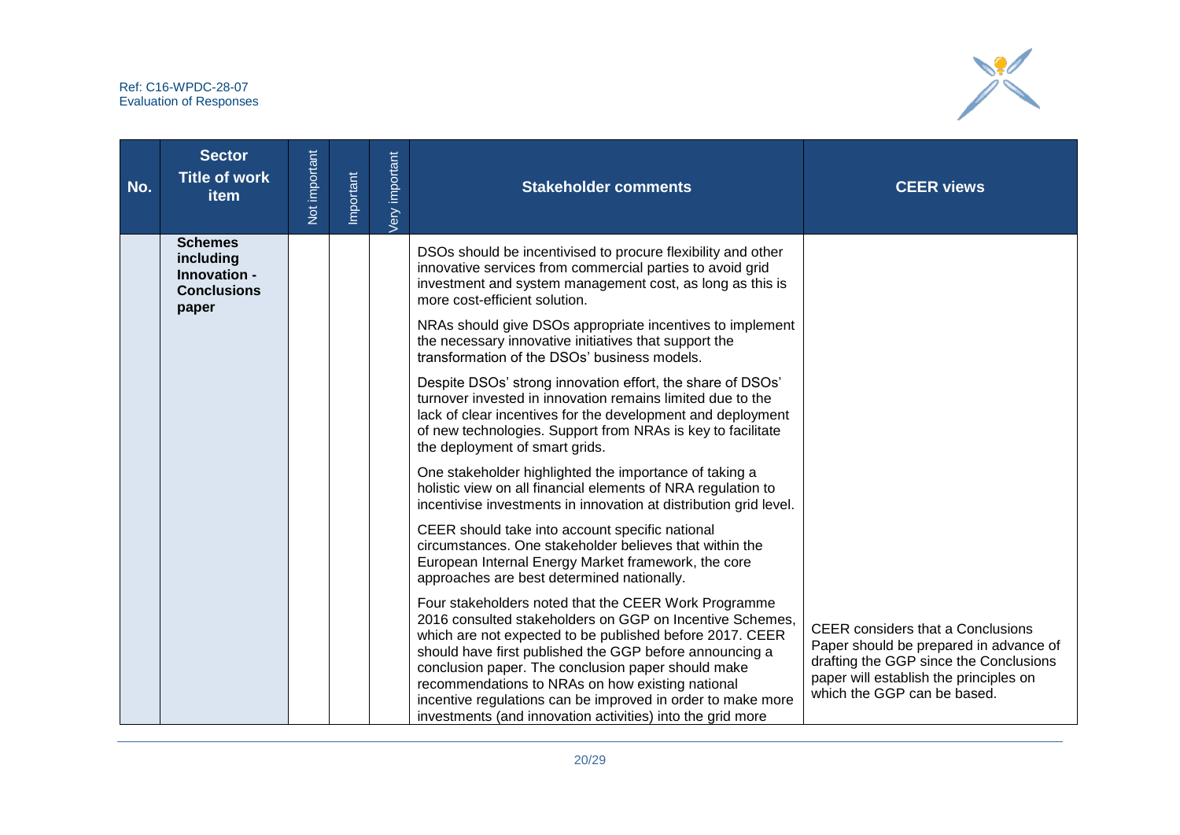| No. | Sector Title of work item | Not important | Important | Very important | Stakeholder comments | CEER views |
|---|---|---|---|---|---|---|
| | **Schemes including Innovation - Conclusions paper** | | | | DSOs should be incentivised to procure flexibility and other innovative services from commercial parties to avoid grid investment and system management cost, as long as this is more cost-efficient solution.<br><br>NRAs should give DSOs appropriate incentives to implement the necessary innovative initiatives that support the transformation of the DSOs' business models.<br><br>Despite DSOs' strong innovation effort, the share of DSOs' turnover invested in innovation remains limited due to the lack of clear incentives for the development and deployment of new technologies. Support from NRAs is key to facilitate the deployment of smart grids.<br><br>One stakeholder highlighted the importance of taking a holistic view on all financial elements of NRA regulation to incentivise investments in innovation at distribution grid level.<br><br>CEER should take into account specific national circumstances. One stakeholder believes that within the European Internal Energy Market framework, the core approaches are best determined nationally.<br><br>Four stakeholders noted that the CEER Work Programme 2016 consulted stakeholders on GGP on Incentive Schemes, which are not expected to be published before 2017. CEER should have first published the GGP before announcing a conclusion paper. The conclusion paper should make recommendations to NRAs on how existing national incentive regulations can be improved in order to make more investments (and innovation activities) into the grid more | CEER considers that a Conclusions Paper should be prepared in advance of drafting the GGP since the Conclusions paper will establish the principles on which the GGP can be based. |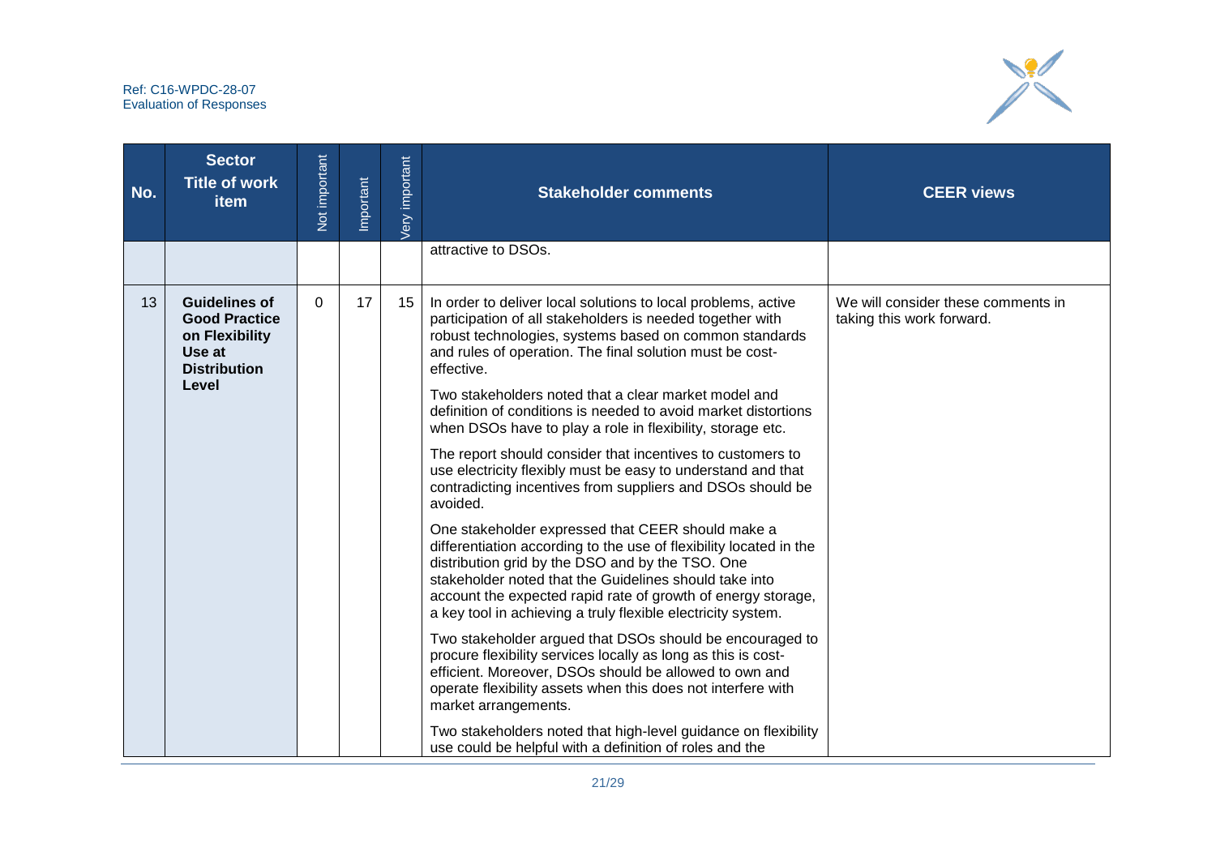| No. | Sector Title of work item | Not important | Important | Very important | Stakeholder comments | CEER views |
|---|---|---|---|---|---|---|
| | | | | | attractive to DSOs. | |
| 13 | **Guidelines of Good Practice on Flexibility Use at Distribution Level** | 0 | 17 | 15 | In order to deliver local solutions to local problems, active participation of all stakeholders is needed together with robust technologies, systems based on common standards and rules of operation. The final solution must be cost-effective.<br><br>Two stakeholders noted that a clear market model and definition of conditions is needed to avoid market distortions when DSOs have to play a role in flexibility, storage etc.<br><br>The report should consider that incentives to customers to use electricity flexibly must be easy to understand and that contradicting incentives from suppliers and DSOs should be avoided.<br><br>One stakeholder expressed that CEER should make a differentiation according to the use of flexibility located in the distribution grid by the DSO and by the TSO. One stakeholder noted that the Guidelines should take into account the expected rapid rate of growth of energy storage, a key tool in achieving a truly flexible electricity system.<br><br>Two stakeholder argued that DSOs should be encouraged to procure flexibility services locally as long as this is cost-efficient. Moreover, DSOs should be allowed to own and operate flexibility assets when this does not interfere with market arrangements.<br><br>Two stakeholders noted that high-level guidance on flexibility use could be helpful with a definition of roles and the | We will consider these comments in taking this work forward. |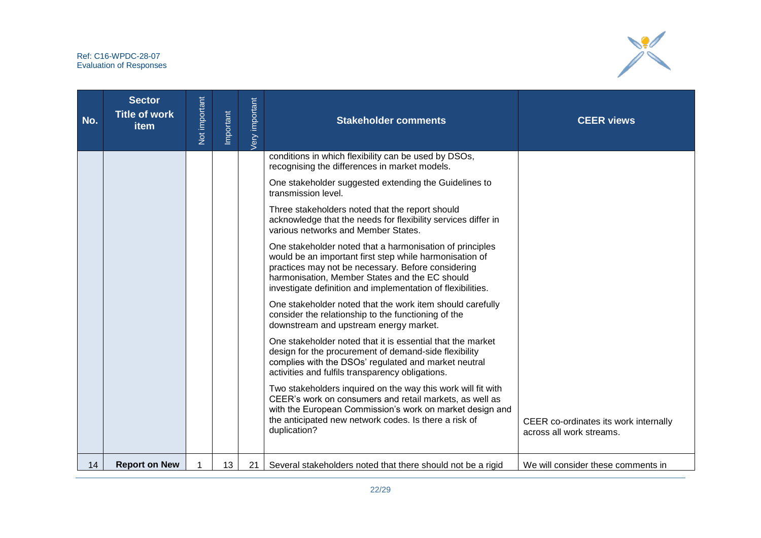| No. | Sector Title of work item | Not important | Important | Very important | Stakeholder comments | CEER views |
|---|---|---|---|---|---|---|
| | | | | | conditions in which flexibility can be used by DSOs, recognising the differences in market models.<br><br>One stakeholder suggested extending the Guidelines to transmission level.<br><br>Three stakeholders noted that the report should acknowledge that the needs for flexibility services differ in various networks and Member States.<br><br>One stakeholder noted that a harmonisation of principles would be an important first step while harmonisation of practices may not be necessary. Before considering harmonisation, Member States and the EC should investigate definition and implementation of flexibilities.<br><br>One stakeholder noted that the work item should carefully consider the relationship to the functioning of the downstream and upstream energy market.<br><br>One stakeholder noted that it is essential that the market design for the procurement of demand-side flexibility complies with the DSOs' regulated and market neutral activities and fulfils transparency obligations.<br><br>Two stakeholders inquired on the way this work will fit with CEER's work on consumers and retail markets, as well as with the European Commission's work on market design and the anticipated new network codes. Is there a risk of duplication? | CEER co-ordinates its work internally across all work streams. |
| 14 | **Report on New** | 1 | 13 | 21 | Several stakeholders noted that there should not be a rigid | We will consider these comments in |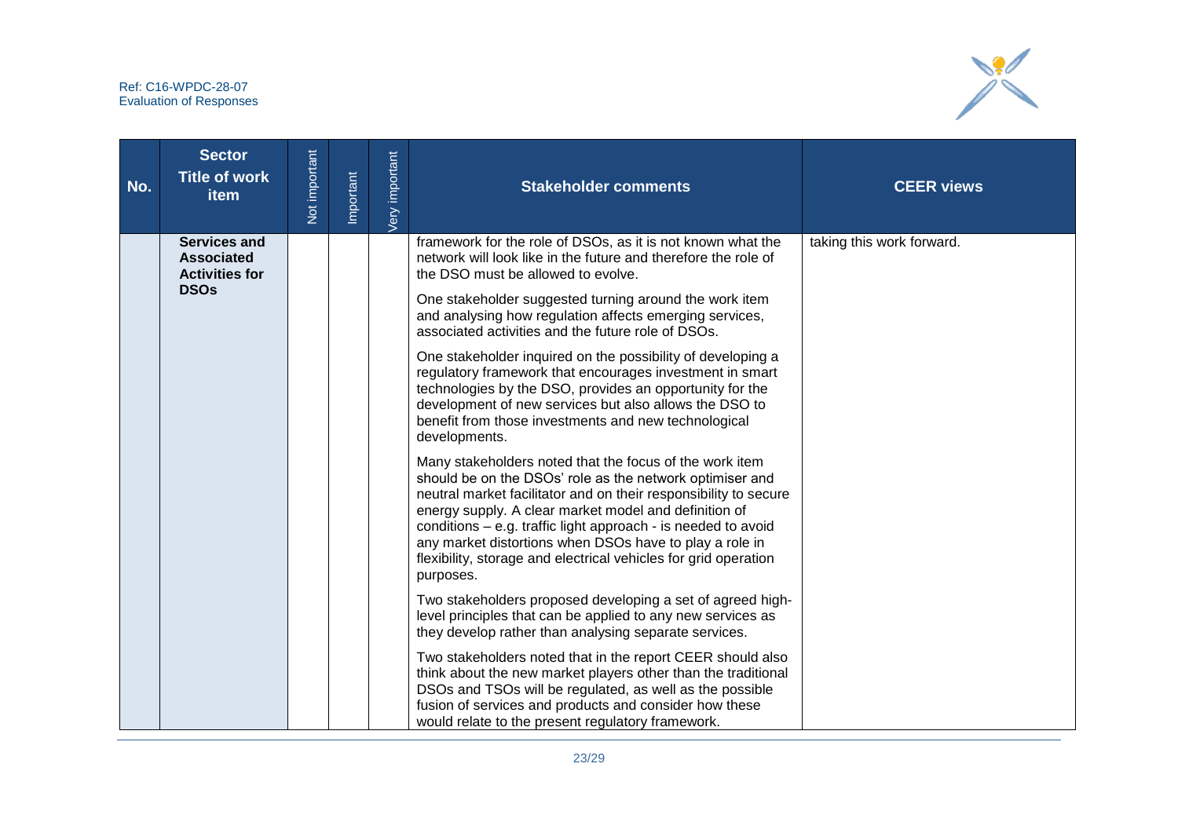| No. | Sector Title of work item | Not important | Important | Very important | Stakeholder comments | CEER views |
|---|---|---|---|---|---|---|
| | **Services and Associated Activities for DSOs** | | | | framework for the role of DSOs, as it is not known what the network will look like in the future and therefore the role of the DSO must be allowed to evolve.<br><br>One stakeholder suggested turning around the work item and analysing how regulation affects emerging services, associated activities and the future role of DSOs.<br><br>One stakeholder inquired on the possibility of developing a regulatory framework that encourages investment in smart technologies by the DSO, provides an opportunity for the development of new services but also allows the DSO to benefit from those investments and new technological developments.<br><br>Many stakeholders noted that the focus of the work item should be on the DSOs' role as the network optimiser and neutral market facilitator and on their responsibility to secure energy supply. A clear market model and definition of conditions – e.g. traffic light approach - is needed to avoid any market distortions when DSOs have to play a role in flexibility, storage and electrical vehicles for grid operation purposes.<br><br>Two stakeholders proposed developing a set of agreed high-level principles that can be applied to any new services as they develop rather than analysing separate services.<br><br>Two stakeholders noted that in the report CEER should also think about the new market players other than the traditional DSOs and TSOs will be regulated, as well as the possible fusion of services and products and consider how these would relate to the present regulatory framework. | taking this work forward. |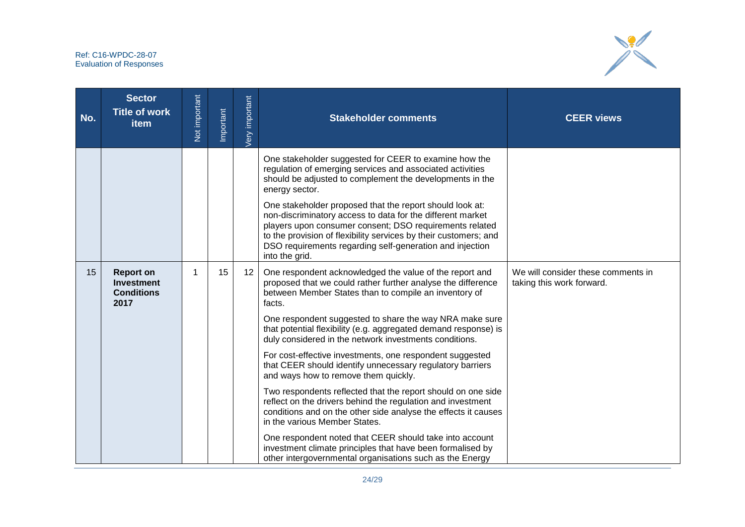| No. | Sector Title of work item | Not important | Important | Very important | Stakeholder comments | CEER views |
|---|---|---|---|---|---|---|
| | | | | | One stakeholder suggested for CEER to examine how the regulation of emerging services and associated activities should be adjusted to complement the developments in the energy sector.<br><br>One stakeholder proposed that the report should look at: non-discriminatory access to data for the different market players upon consumer consent; DSO requirements related to the provision of flexibility services by their customers; and DSO requirements regarding self-generation and injection into the grid. | |
| 15 | **Report on Investment Conditions 2017** | 1 | 15 | 12 | One respondent acknowledged the value of the report and proposed that we could rather further analyse the difference between Member States than to compile an inventory of facts.<br><br>One respondent suggested to share the way NRA make sure that potential flexibility (e.g. aggregated demand response) is duly considered in the network investments conditions.<br><br>For cost-effective investments, one respondent suggested that CEER should identify unnecessary regulatory barriers and ways how to remove them quickly.<br><br>Two respondents reflected that the report should on one side reflect on the drivers behind the regulation and investment conditions and on the other side analyse the effects it causes in the various Member States.<br><br>One respondent noted that CEER should take into account investment climate principles that have been formalised by other intergovernmental organisations such as the Energy | We will consider these comments in taking this work forward. |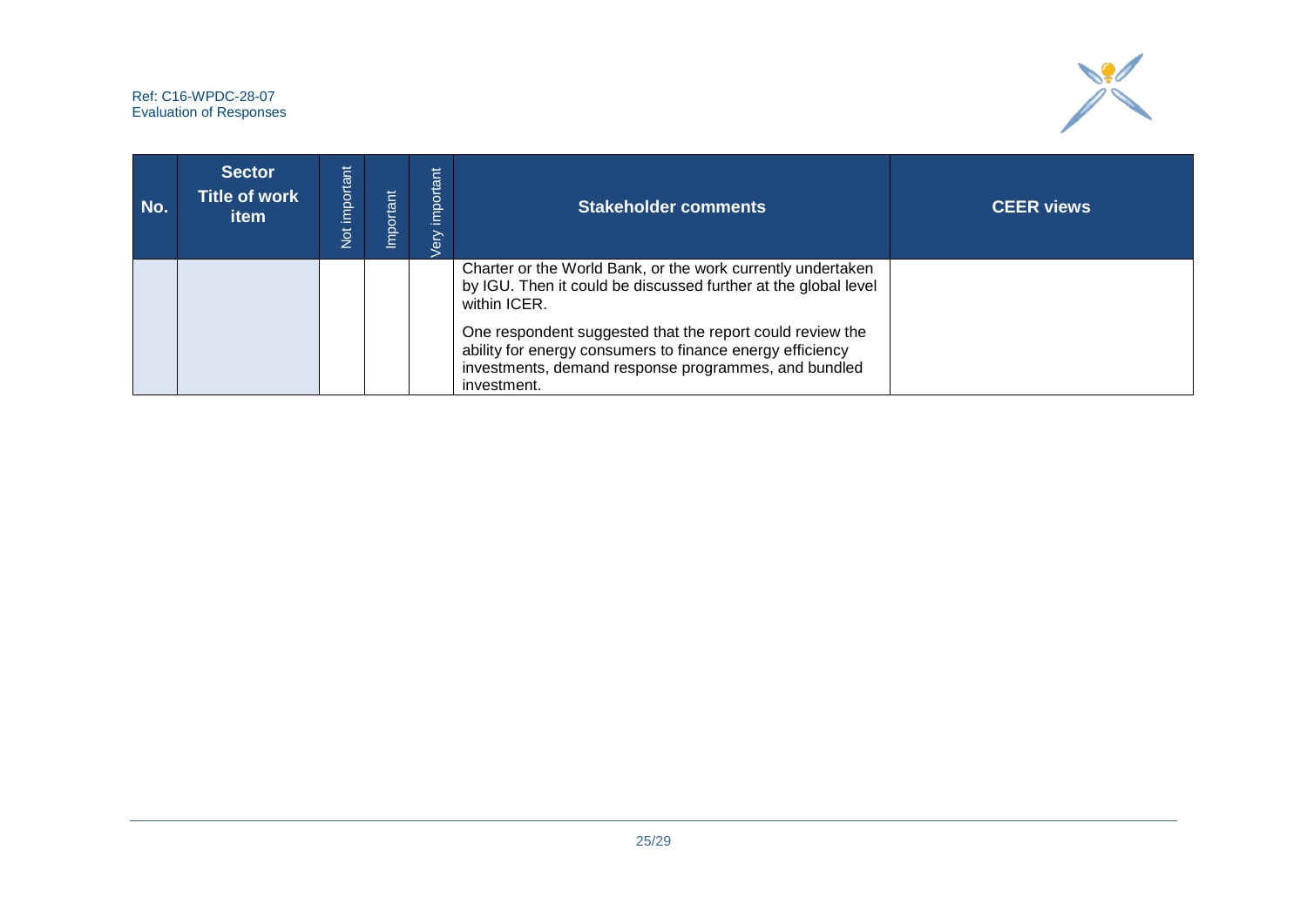| No. | Sector<br>Title of work item | Not important | Important | Very important | Stakeholder comments | CEER views |
|---|---|---|---|---|---|---|
| | | | | | Charter or the World Bank, or the work currently undertaken by IGU. Then it could be discussed further at the global level within ICER.<br><br>One respondent suggested that the report could review the ability for energy consumers to finance energy efficiency investments, demand response programmes, and bundled investment. | |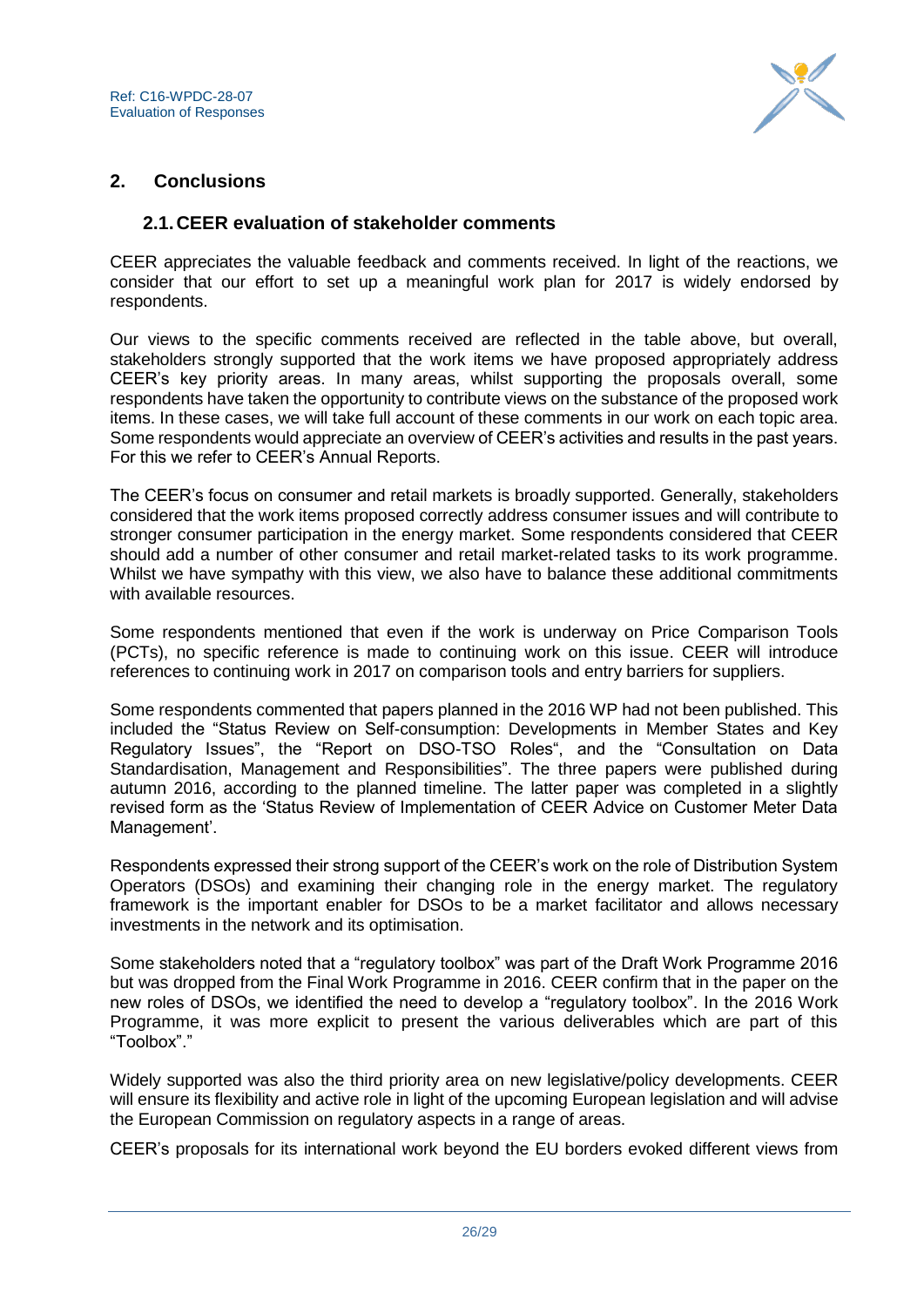## 2. Conclusions

### 2.1. CEER evaluation of stakeholder comments

CEER appreciates the valuable feedback and comments received. In light of the reactions, we consider that our effort to set up a meaningful work plan for 2017 is widely endorsed by respondents.

Our views to the specific comments received are reflected in the table above, but overall, stakeholders strongly supported that the work items we have proposed appropriately address CEER's key priority areas. In many areas, whilst supporting the proposals overall, some respondents have taken the opportunity to contribute views on the substance of the proposed work items. In these cases, we will take full account of these comments in our work on each topic area. Some respondents would appreciate an overview of CEER's activities and results in the past years. For this we refer to CEER's Annual Reports.

The CEER's focus on consumer and retail markets is broadly supported. Generally, stakeholders considered that the work items proposed correctly address consumer issues and will contribute to stronger consumer participation in the energy market. Some respondents considered that CEER should add a number of other consumer and retail market-related tasks to its work programme. Whilst we have sympathy with this view, we also have to balance these additional commitments with available resources.

Some respondents mentioned that even if the work is underway on Price Comparison Tools (PCTs), no specific reference is made to continuing work on this issue. CEER will introduce references to continuing work in 2017 on comparison tools and entry barriers for suppliers.

Some respondents commented that papers planned in the 2016 WP had not been published. This included the "Status Review on Self-consumption: Developments in Member States and Key Regulatory Issues", the "Report on DSO-TSO Roles", and the "Consultation on Data Standardisation, Management and Responsibilities". The three papers were published during autumn 2016, according to the planned timeline. The latter paper was completed in a slightly revised form as the 'Status Review of Implementation of CEER Advice on Customer Meter Data Management'.

Respondents expressed their strong support of the CEER's work on the role of Distribution System Operators (DSOs) and examining their changing role in the energy market. The regulatory framework is the important enabler for DSOs to be a market facilitator and allows necessary investments in the network and its optimisation.

Some stakeholders noted that a "regulatory toolbox" was part of the Draft Work Programme 2016 but was dropped from the Final Work Programme in 2016. CEER confirm that in the paper on the new roles of DSOs, we identified the need to develop a "regulatory toolbox". In the 2016 Work Programme, it was more explicit to present the various deliverables which are part of this "Toolbox"."

Widely supported was also the third priority area on new legislative/policy developments. CEER will ensure its flexibility and active role in light of the upcoming European legislation and will advise the European Commission on regulatory aspects in a range of areas.

CEER's proposals for its international work beyond the EU borders evoked different views from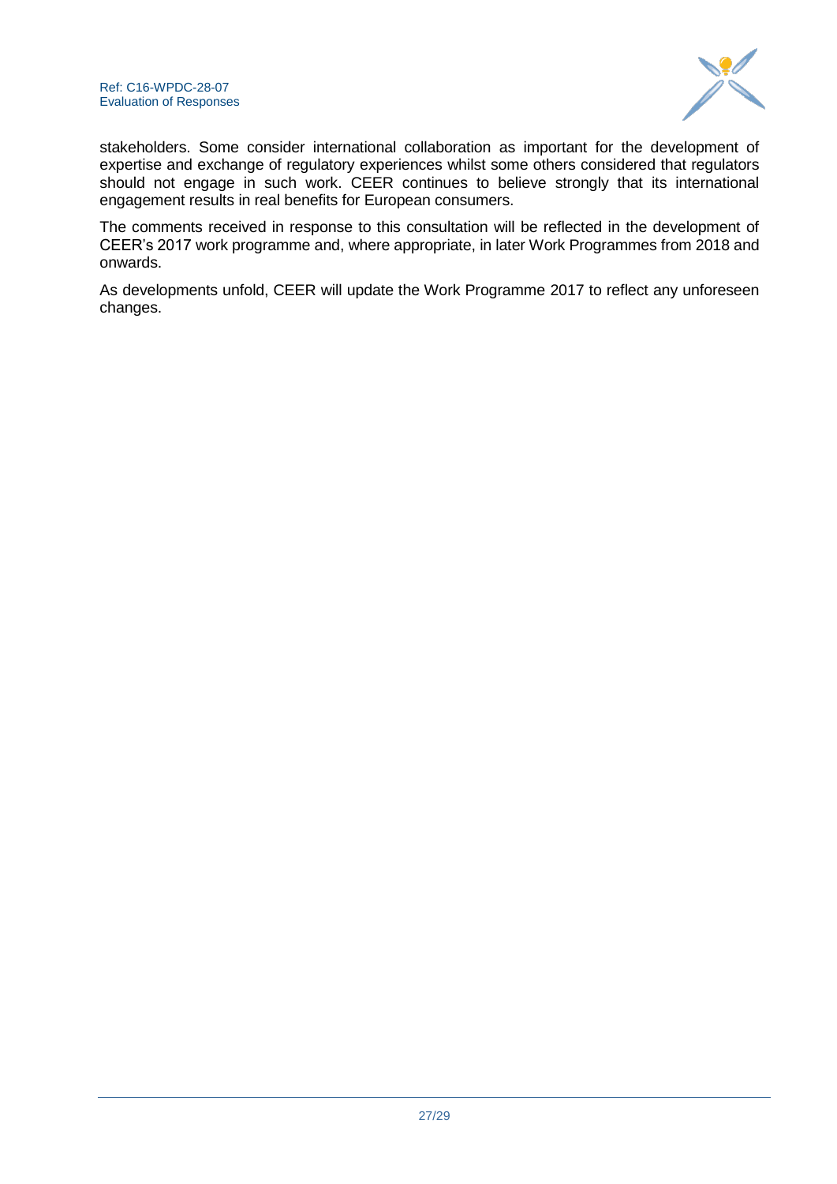stakeholders. Some consider international collaboration as important for the development of expertise and exchange of regulatory experiences whilst some others considered that regulators should not engage in such work. CEER continues to believe strongly that its international engagement results in real benefits for European consumers.

The comments received in response to this consultation will be reflected in the development of CEER's 2017 work programme and, where appropriate, in later Work Programmes from 2018 and onwards.

As developments unfold, CEER will update the Work Programme 2017 to reflect any unforeseen changes.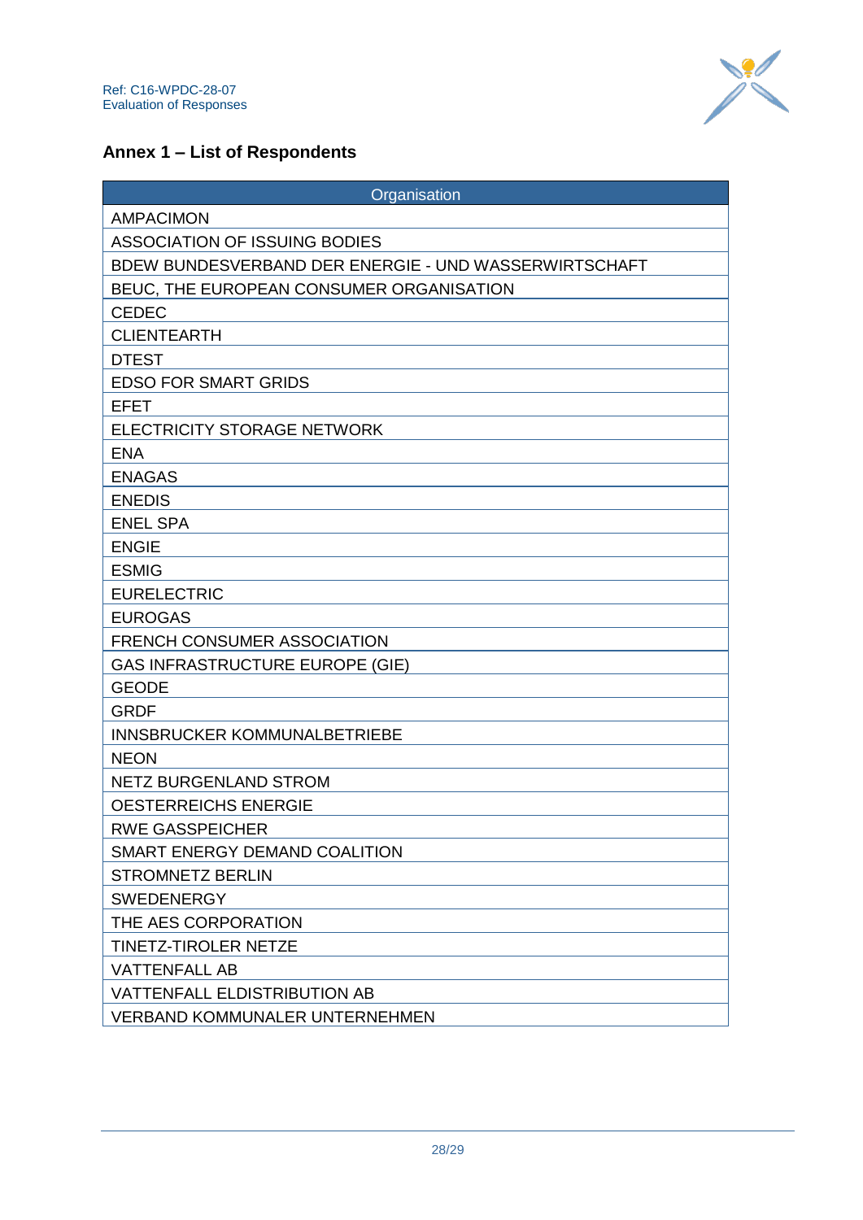## Annex 1 – List of Respondents

| Organisation |
|---|
| AMPACIMON |
| ASSOCIATION OF ISSUING BODIES |
| BDEW BUNDESVERBAND DER ENERGIE - UND WASSERWIRTSCHAFT |
| BEUC, THE EUROPEAN CONSUMER ORGANISATION |
| CEDEC |
| CLIENTEARTH |
| DTEST |
| EDSO FOR SMART GRIDS |
| EFET |
| ELECTRICITY STORAGE NETWORK |
| ENA |
| ENAGAS |
| ENEDIS |
| ENEL SPA |
| ENGIE |
| ESMIG |
| EURELECTRIC |
| EUROGAS |
| FRENCH CONSUMER ASSOCIATION |
| GAS INFRASTRUCTURE EUROPE (GIE) |
| GEODE |
| GRDF |
| INNSBRUCKER KOMMUNALBETRIEBE |
| NEON |
| NETZ BURGENLAND STROM |
| OESTERREICHS ENERGIE |
| RWE GASSPEICHER |
| SMART ENERGY DEMAND COALITION |
| STROMNETZ BERLIN |
| SWEDENERGY |
| THE AES CORPORATION |
| TINETZ-TIROLER NETZE |
| VATTENFALL AB |
| VATTENFALL ELDISTRIBUTION AB |
| VERBAND KOMMUNALER UNTERNEHMEN |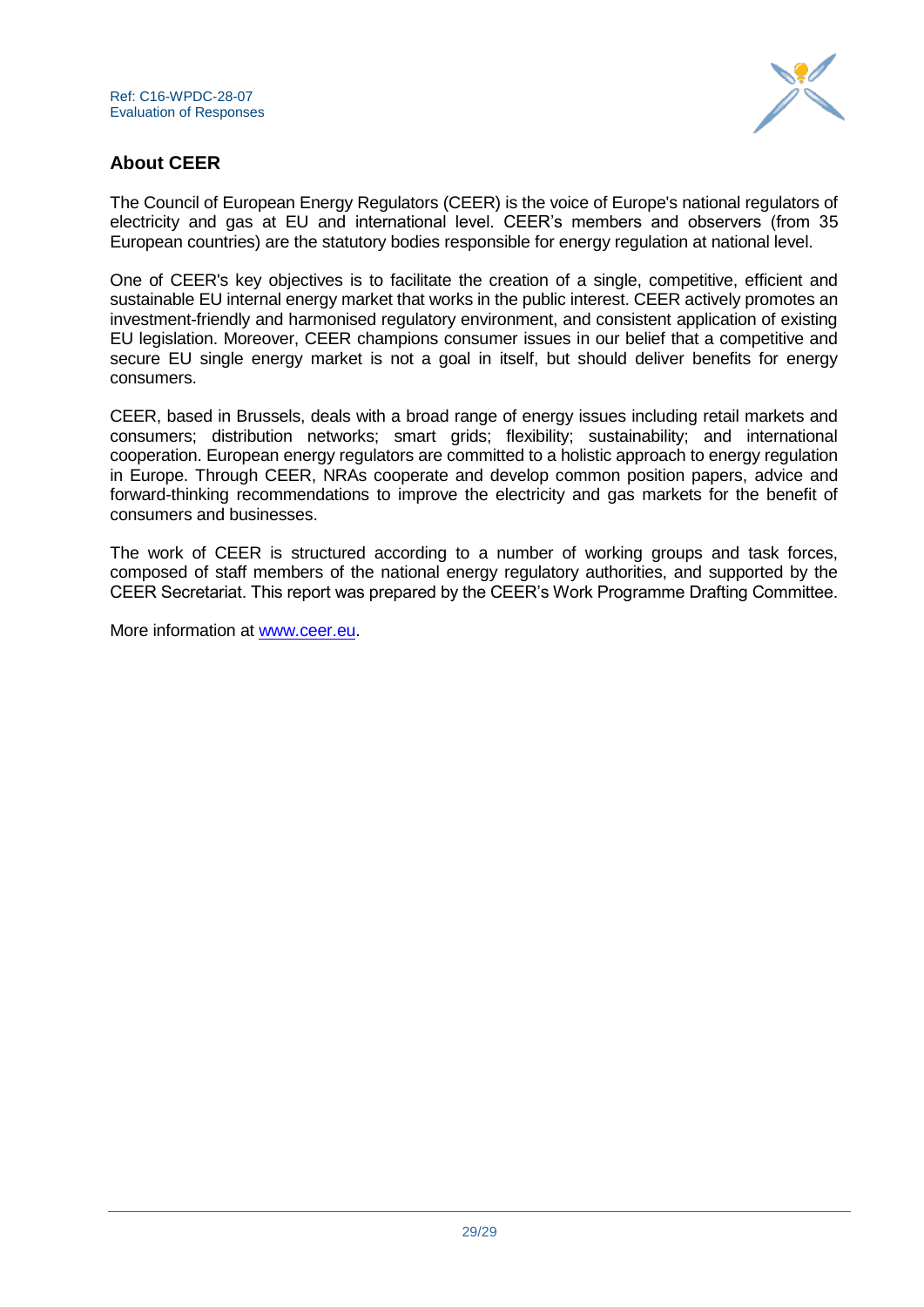## About CEER

The Council of European Energy Regulators (CEER) is the voice of Europe's national regulators of electricity and gas at EU and international level. CEER's members and observers (from 35 European countries) are the statutory bodies responsible for energy regulation at national level.

One of CEER's key objectives is to facilitate the creation of a single, competitive, efficient and sustainable EU internal energy market that works in the public interest. CEER actively promotes an investment-friendly and harmonised regulatory environment, and consistent application of existing EU legislation. Moreover, CEER champions consumer issues in our belief that a competitive and secure EU single energy market is not a goal in itself, but should deliver benefits for energy consumers.

CEER, based in Brussels, deals with a broad range of energy issues including retail markets and consumers; distribution networks; smart grids; flexibility; sustainability; and international cooperation. European energy regulators are committed to a holistic approach to energy regulation in Europe. Through CEER, NRAs cooperate and develop common position papers, advice and forward-thinking recommendations to improve the electricity and gas markets for the benefit of consumers and businesses.

The work of CEER is structured according to a number of working groups and task forces, composed of staff members of the national energy regulatory authorities, and supported by the CEER Secretariat. This report was prepared by the CEER's Work Programme Drafting Committee.

More information at [www.ceer.eu](http://www.ceer.eu).